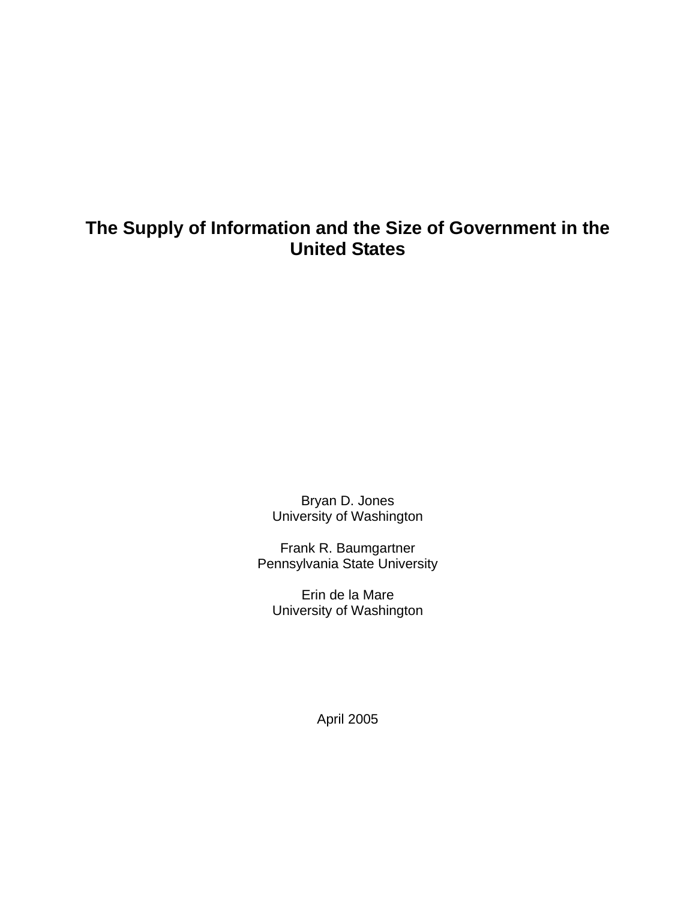# The Supply of Information and the Size of Government in the United States

Bryan D. Jones
University of Washington

Frank R. Baumgartner
Pennsylvania State University

Erin de la Mare
University of Washington

April 2005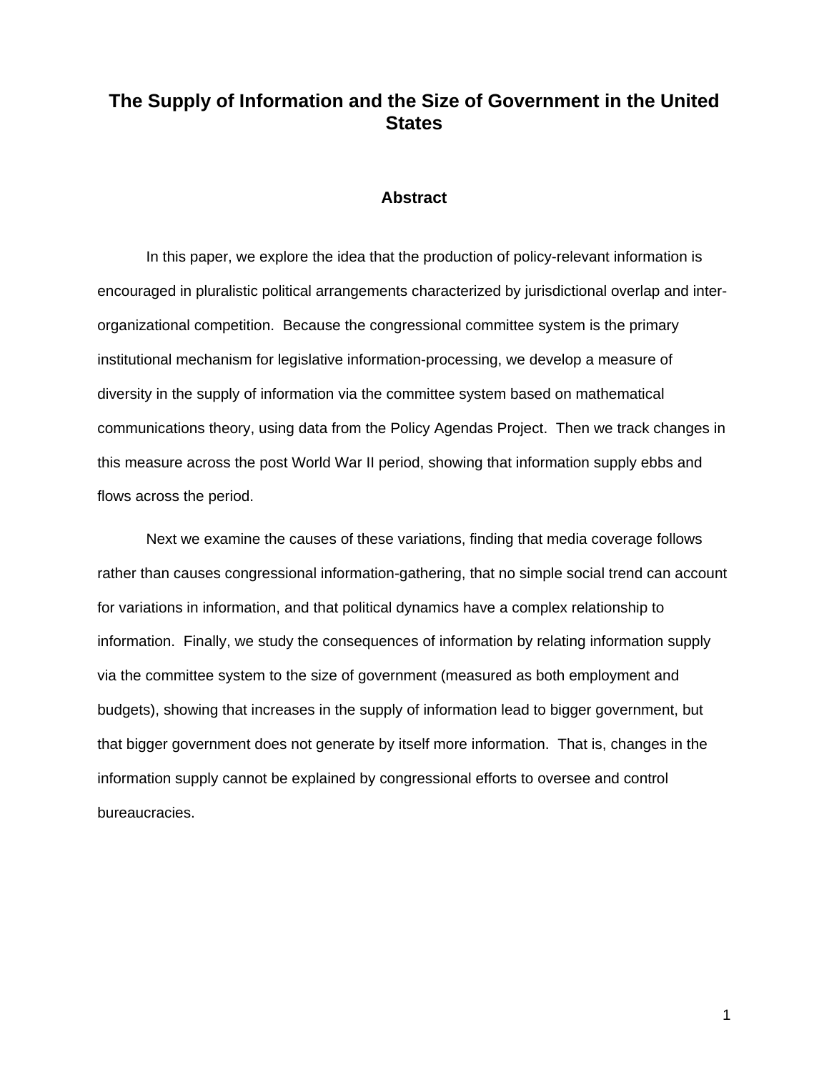# The Supply of Information and the Size of Government in the United States

## Abstract

In this paper, we explore the idea that the production of policy-relevant information is encouraged in pluralistic political arrangements characterized by jurisdictional overlap and inter-organizational competition. Because the congressional committee system is the primary institutional mechanism for legislative information-processing, we develop a measure of diversity in the supply of information via the committee system based on mathematical communications theory, using data from the Policy Agendas Project. Then we track changes in this measure across the post World War II period, showing that information supply ebbs and flows across the period.

Next we examine the causes of these variations, finding that media coverage follows rather than causes congressional information-gathering, that no simple social trend can account for variations in information, and that political dynamics have a complex relationship to information. Finally, we study the consequences of information by relating information supply via the committee system to the size of government (measured as both employment and budgets), showing that increases in the supply of information lead to bigger government, but that bigger government does not generate by itself more information. That is, changes in the information supply cannot be explained by congressional efforts to oversee and control bureaucracies.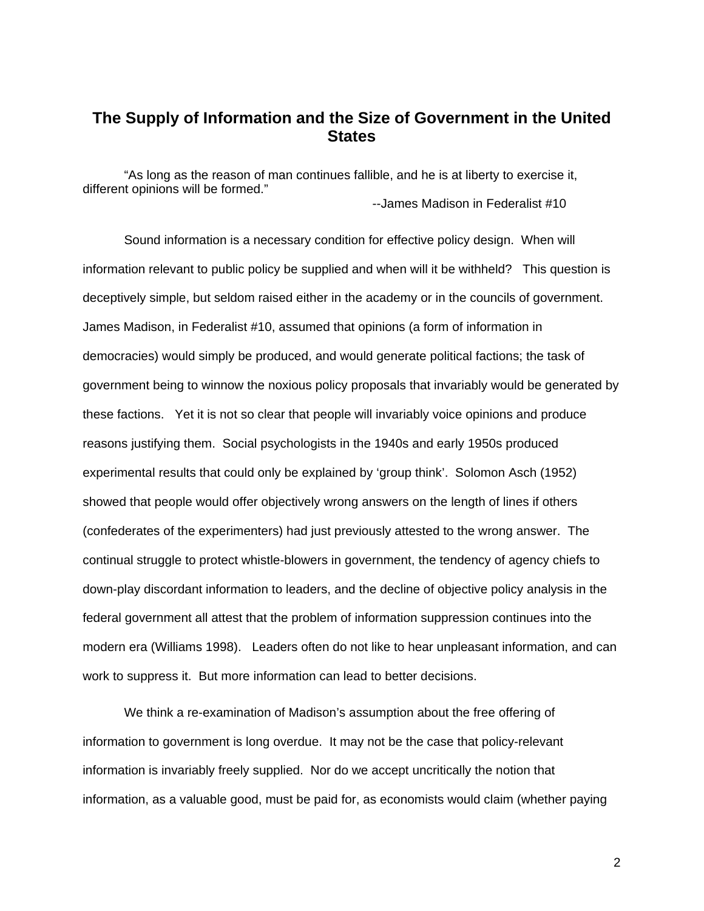# The Supply of Information and the Size of Government in the United States

"As long as the reason of man continues fallible, and he is at liberty to exercise it, different opinions will be formed."

--James Madison in Federalist #10

Sound information is a necessary condition for effective policy design. When will information relevant to public policy be supplied and when will it be withheld? This question is deceptively simple, but seldom raised either in the academy or in the councils of government. James Madison, in Federalist #10, assumed that opinions (a form of information in democracies) would simply be produced, and would generate political factions; the task of government being to winnow the noxious policy proposals that invariably would be generated by these factions. Yet it is not so clear that people will invariably voice opinions and produce reasons justifying them. Social psychologists in the 1940s and early 1950s produced experimental results that could only be explained by 'group think'. Solomon Asch (1952) showed that people would offer objectively wrong answers on the length of lines if others (confederates of the experimenters) had just previously attested to the wrong answer. The continual struggle to protect whistle-blowers in government, the tendency of agency chiefs to down-play discordant information to leaders, and the decline of objective policy analysis in the federal government all attest that the problem of information suppression continues into the modern era (Williams 1998). Leaders often do not like to hear unpleasant information, and can work to suppress it. But more information can lead to better decisions.

We think a re-examination of Madison's assumption about the free offering of information to government is long overdue. It may not be the case that policy-relevant information is invariably freely supplied. Nor do we accept uncritically the notion that information, as a valuable good, must be paid for, as economists would claim (whether paying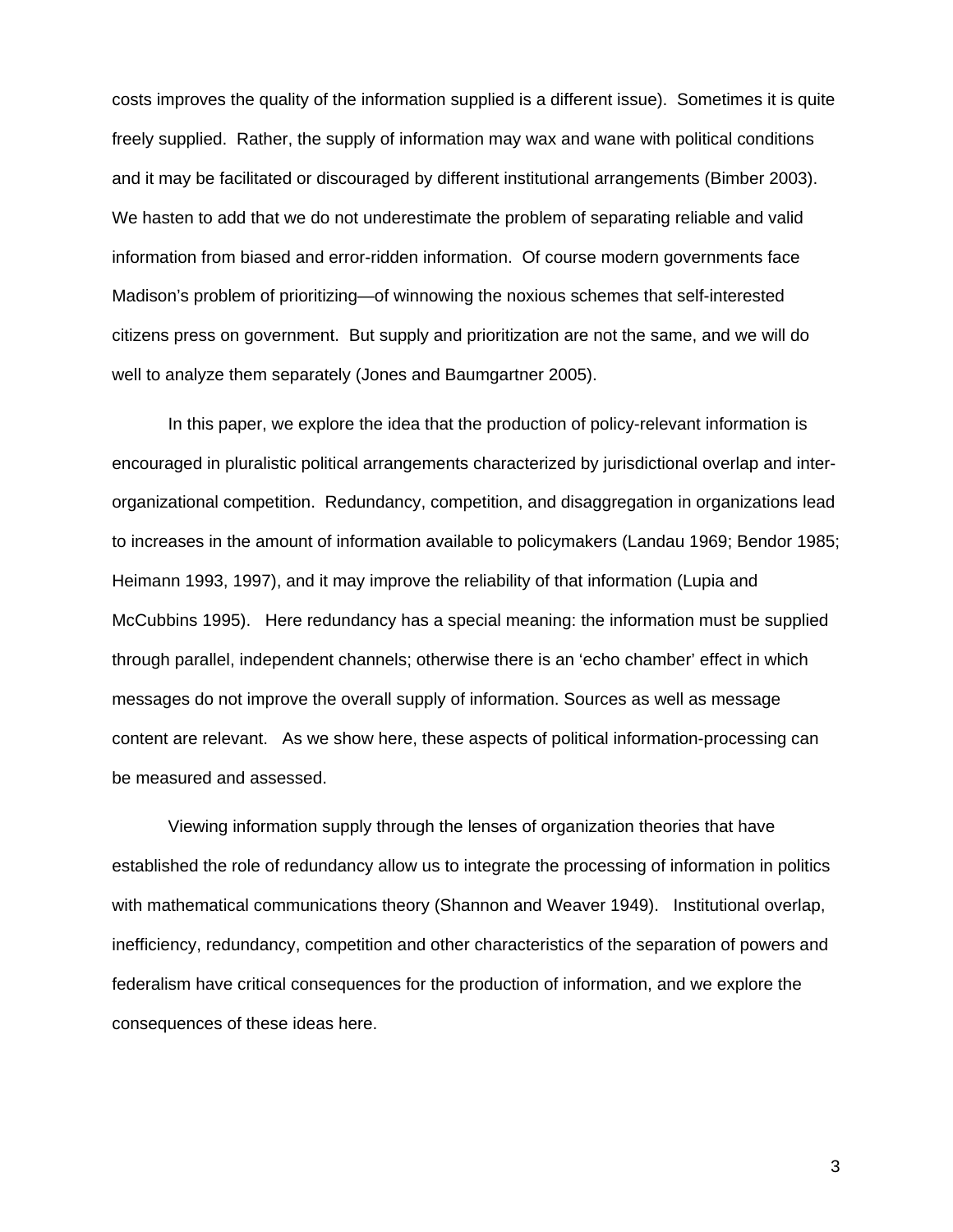costs improves the quality of the information supplied is a different issue). Sometimes it is quite freely supplied. Rather, the supply of information may wax and wane with political conditions and it may be facilitated or discouraged by different institutional arrangements (Bimber 2003). We hasten to add that we do not underestimate the problem of separating reliable and valid information from biased and error-ridden information. Of course modern governments face Madison's problem of prioritizing—of winnowing the noxious schemes that self-interested citizens press on government. But supply and prioritization are not the same, and we will do well to analyze them separately (Jones and Baumgartner 2005).

In this paper, we explore the idea that the production of policy-relevant information is encouraged in pluralistic political arrangements characterized by jurisdictional overlap and inter-organizational competition. Redundancy, competition, and disaggregation in organizations lead to increases in the amount of information available to policymakers (Landau 1969; Bendor 1985; Heimann 1993, 1997), and it may improve the reliability of that information (Lupia and McCubbins 1995). Here redundancy has a special meaning: the information must be supplied through parallel, independent channels; otherwise there is an 'echo chamber' effect in which messages do not improve the overall supply of information. Sources as well as message content are relevant. As we show here, these aspects of political information-processing can be measured and assessed.

Viewing information supply through the lenses of organization theories that have established the role of redundancy allow us to integrate the processing of information in politics with mathematical communications theory (Shannon and Weaver 1949). Institutional overlap, inefficiency, redundancy, competition and other characteristics of the separation of powers and federalism have critical consequences for the production of information, and we explore the consequences of these ideas here.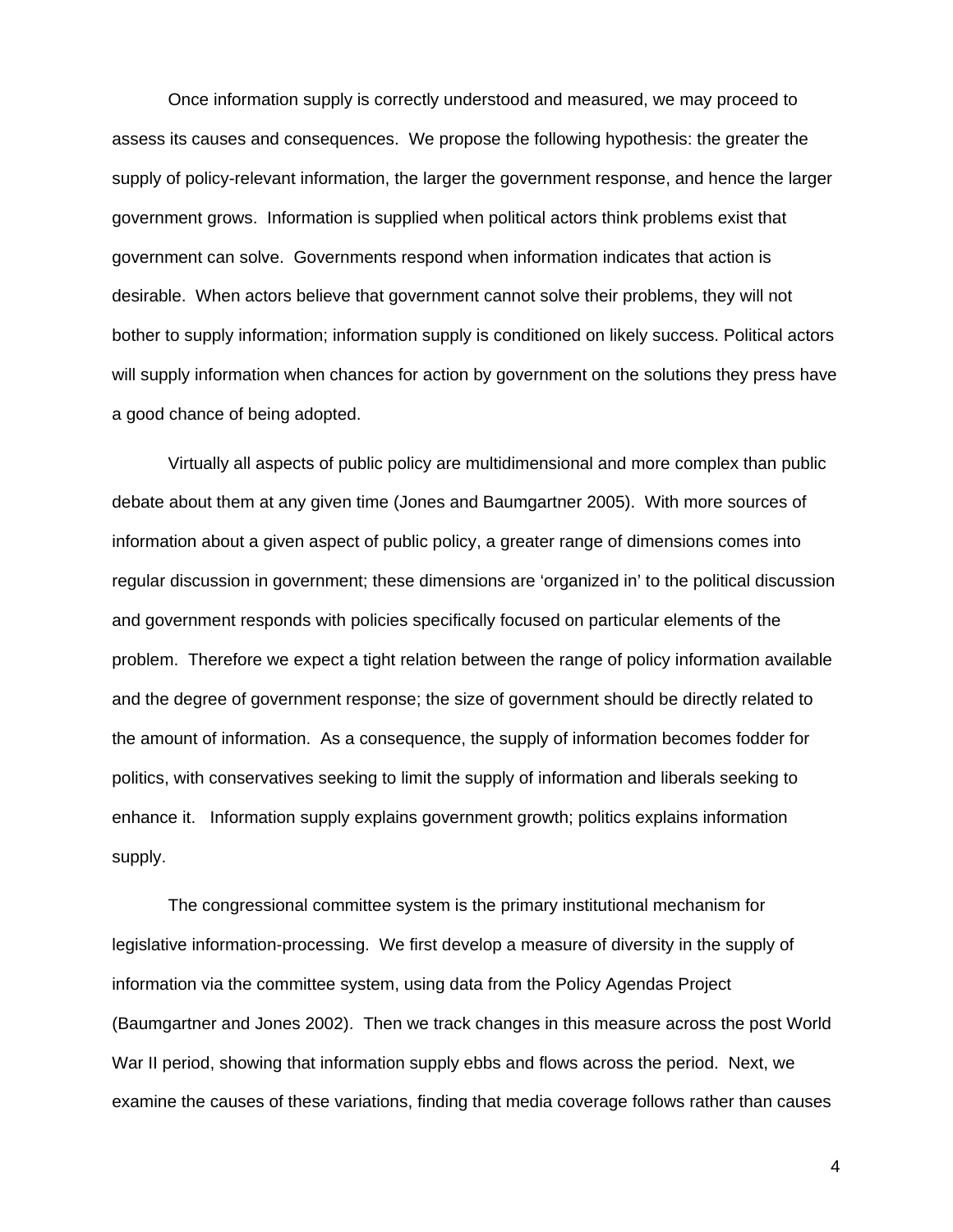Once information supply is correctly understood and measured, we may proceed to assess its causes and consequences. We propose the following hypothesis: the greater the supply of policy-relevant information, the larger the government response, and hence the larger government grows. Information is supplied when political actors think problems exist that government can solve. Governments respond when information indicates that action is desirable. When actors believe that government cannot solve their problems, they will not bother to supply information; information supply is conditioned on likely success. Political actors will supply information when chances for action by government on the solutions they press have a good chance of being adopted.

Virtually all aspects of public policy are multidimensional and more complex than public debate about them at any given time (Jones and Baumgartner 2005). With more sources of information about a given aspect of public policy, a greater range of dimensions comes into regular discussion in government; these dimensions are 'organized in' to the political discussion and government responds with policies specifically focused on particular elements of the problem. Therefore we expect a tight relation between the range of policy information available and the degree of government response; the size of government should be directly related to the amount of information. As a consequence, the supply of information becomes fodder for politics, with conservatives seeking to limit the supply of information and liberals seeking to enhance it. Information supply explains government growth; politics explains information supply.

The congressional committee system is the primary institutional mechanism for legislative information-processing. We first develop a measure of diversity in the supply of information via the committee system, using data from the Policy Agendas Project (Baumgartner and Jones 2002). Then we track changes in this measure across the post World War II period, showing that information supply ebbs and flows across the period. Next, we examine the causes of these variations, finding that media coverage follows rather than causes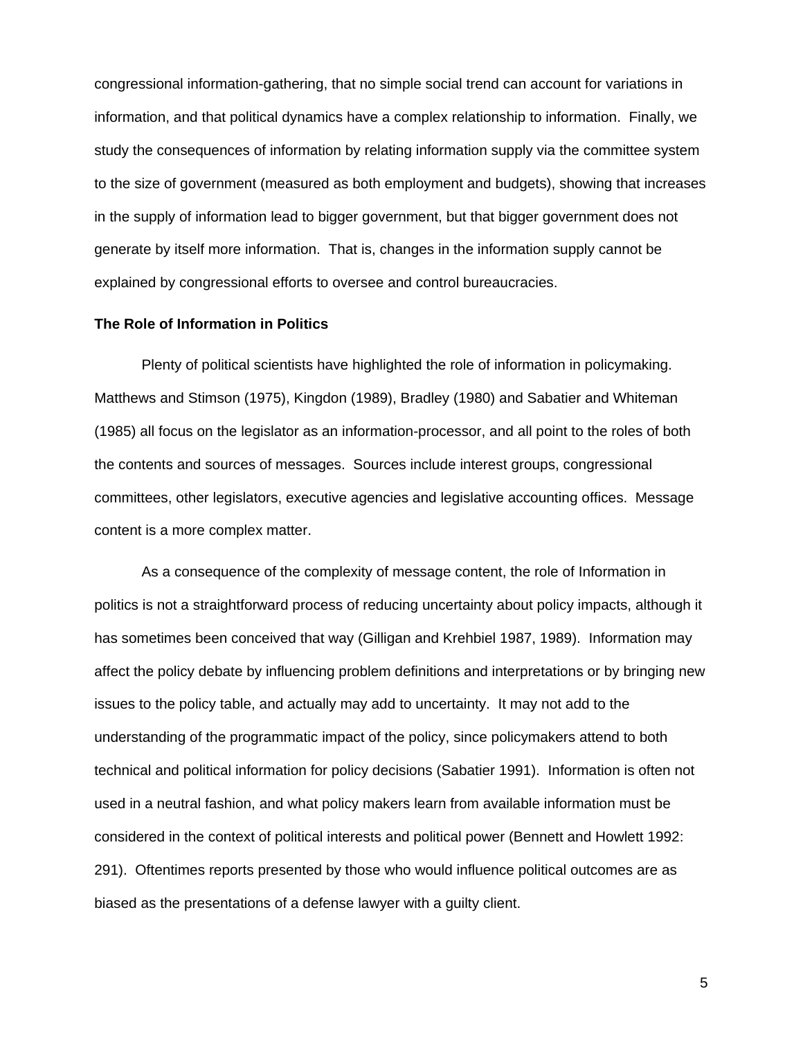congressional information-gathering, that no simple social trend can account for variations in information, and that political dynamics have a complex relationship to information. Finally, we study the consequences of information by relating information supply via the committee system to the size of government (measured as both employment and budgets), showing that increases in the supply of information lead to bigger government, but that bigger government does not generate by itself more information. That is, changes in the information supply cannot be explained by congressional efforts to oversee and control bureaucracies.

## The Role of Information in Politics

Plenty of political scientists have highlighted the role of information in policymaking. Matthews and Stimson (1975), Kingdon (1989), Bradley (1980) and Sabatier and Whiteman (1985) all focus on the legislator as an information-processor, and all point to the roles of both the contents and sources of messages. Sources include interest groups, congressional committees, other legislators, executive agencies and legislative accounting offices. Message content is a more complex matter.

As a consequence of the complexity of message content, the role of Information in politics is not a straightforward process of reducing uncertainty about policy impacts, although it has sometimes been conceived that way (Gilligan and Krehbiel 1987, 1989). Information may affect the policy debate by influencing problem definitions and interpretations or by bringing new issues to the policy table, and actually may add to uncertainty. It may not add to the understanding of the programmatic impact of the policy, since policymakers attend to both technical and political information for policy decisions (Sabatier 1991). Information is often not used in a neutral fashion, and what policy makers learn from available information must be considered in the context of political interests and political power (Bennett and Howlett 1992: 291). Oftentimes reports presented by those who would influence political outcomes are as biased as the presentations of a defense lawyer with a guilty client.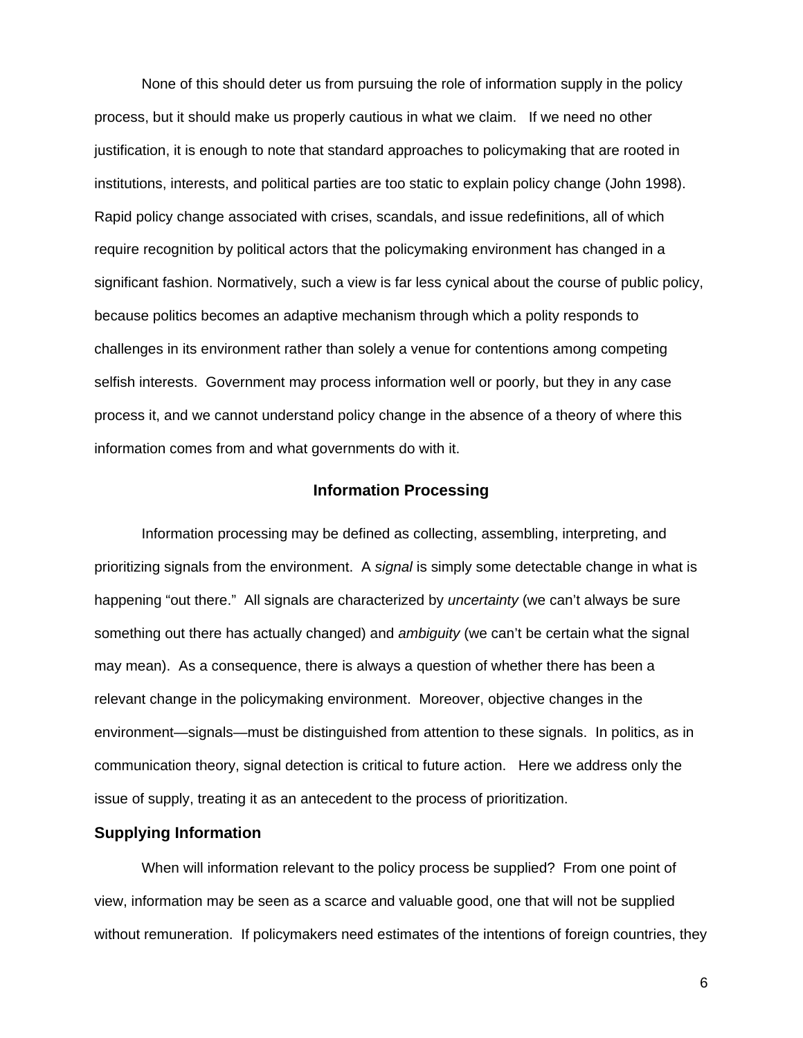None of this should deter us from pursuing the role of information supply in the policy process, but it should make us properly cautious in what we claim. If we need no other justification, it is enough to note that standard approaches to policymaking that are rooted in institutions, interests, and political parties are too static to explain policy change (John 1998). Rapid policy change associated with crises, scandals, and issue redefinitions, all of which require recognition by political actors that the policymaking environment has changed in a significant fashion. Normatively, such a view is far less cynical about the course of public policy, because politics becomes an adaptive mechanism through which a polity responds to challenges in its environment rather than solely a venue for contentions among competing selfish interests. Government may process information well or poorly, but they in any case process it, and we cannot understand policy change in the absence of a theory of where this information comes from and what governments do with it.

## Information Processing

Information processing may be defined as collecting, assembling, interpreting, and prioritizing signals from the environment. A *signal* is simply some detectable change in what is happening "out there." All signals are characterized by *uncertainty* (we can't always be sure something out there has actually changed) and *ambiguity* (we can't be certain what the signal may mean). As a consequence, there is always a question of whether there has been a relevant change in the policymaking environment. Moreover, objective changes in the environment—signals—must be distinguished from attention to these signals. In politics, as in communication theory, signal detection is critical to future action. Here we address only the issue of supply, treating it as an antecedent to the process of prioritization.

### Supplying Information

When will information relevant to the policy process be supplied? From one point of view, information may be seen as a scarce and valuable good, one that will not be supplied without remuneration. If policymakers need estimates of the intentions of foreign countries, they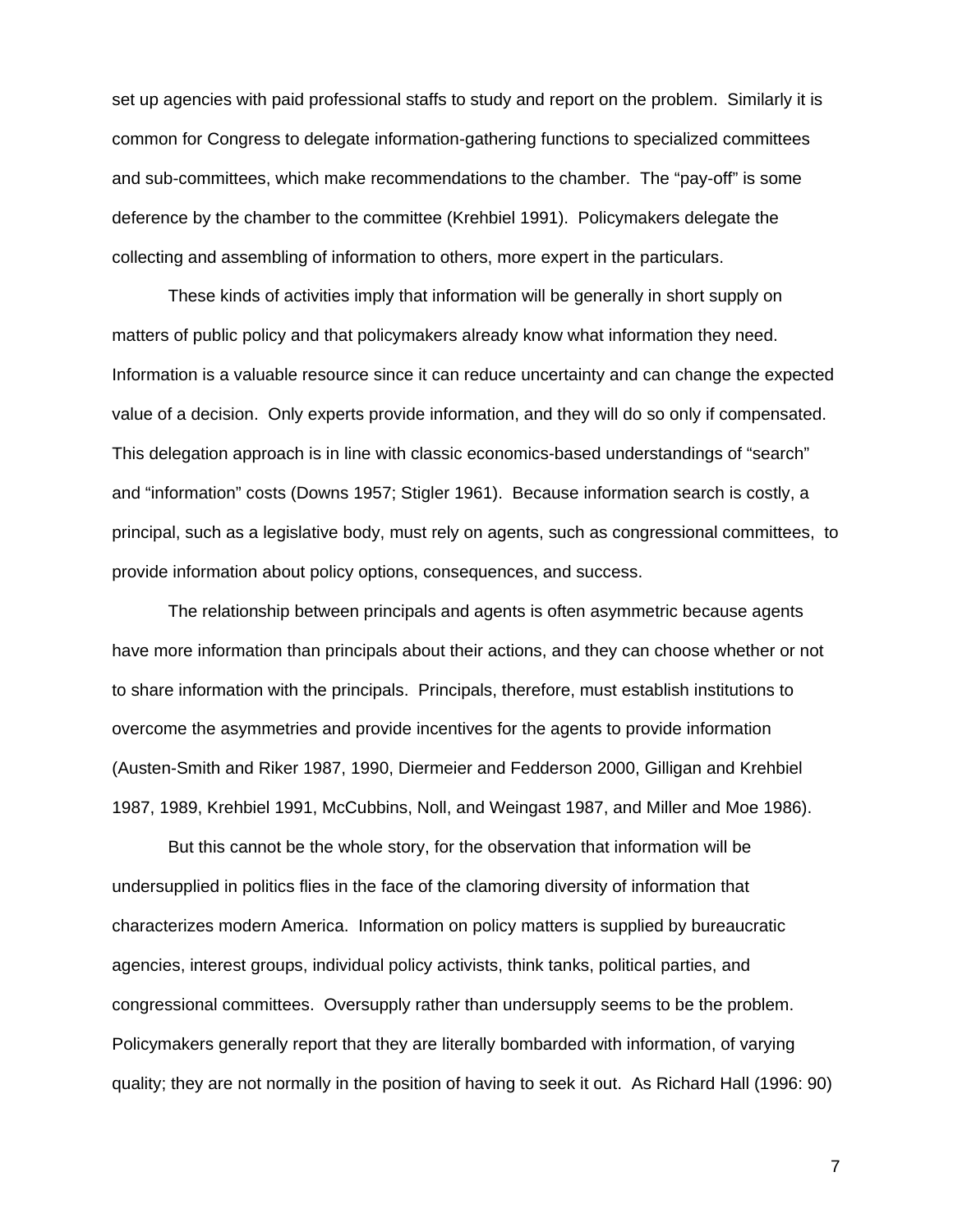set up agencies with paid professional staffs to study and report on the problem. Similarly it is common for Congress to delegate information-gathering functions to specialized committees and sub-committees, which make recommendations to the chamber. The "pay-off" is some deference by the chamber to the committee (Krehbiel 1991). Policymakers delegate the collecting and assembling of information to others, more expert in the particulars.

These kinds of activities imply that information will be generally in short supply on matters of public policy and that policymakers already know what information they need. Information is a valuable resource since it can reduce uncertainty and can change the expected value of a decision. Only experts provide information, and they will do so only if compensated. This delegation approach is in line with classic economics-based understandings of "search" and "information" costs (Downs 1957; Stigler 1961). Because information search is costly, a principal, such as a legislative body, must rely on agents, such as congressional committees, to provide information about policy options, consequences, and success.

The relationship between principals and agents is often asymmetric because agents have more information than principals about their actions, and they can choose whether or not to share information with the principals. Principals, therefore, must establish institutions to overcome the asymmetries and provide incentives for the agents to provide information (Austen-Smith and Riker 1987, 1990, Diermeier and Fedderson 2000, Gilligan and Krehbiel 1987, 1989, Krehbiel 1991, McCubbins, Noll, and Weingast 1987, and Miller and Moe 1986).

But this cannot be the whole story, for the observation that information will be undersupplied in politics flies in the face of the clamoring diversity of information that characterizes modern America. Information on policy matters is supplied by bureaucratic agencies, interest groups, individual policy activists, think tanks, political parties, and congressional committees. Oversupply rather than undersupply seems to be the problem. Policymakers generally report that they are literally bombarded with information, of varying quality; they are not normally in the position of having to seek it out. As Richard Hall (1996: 90)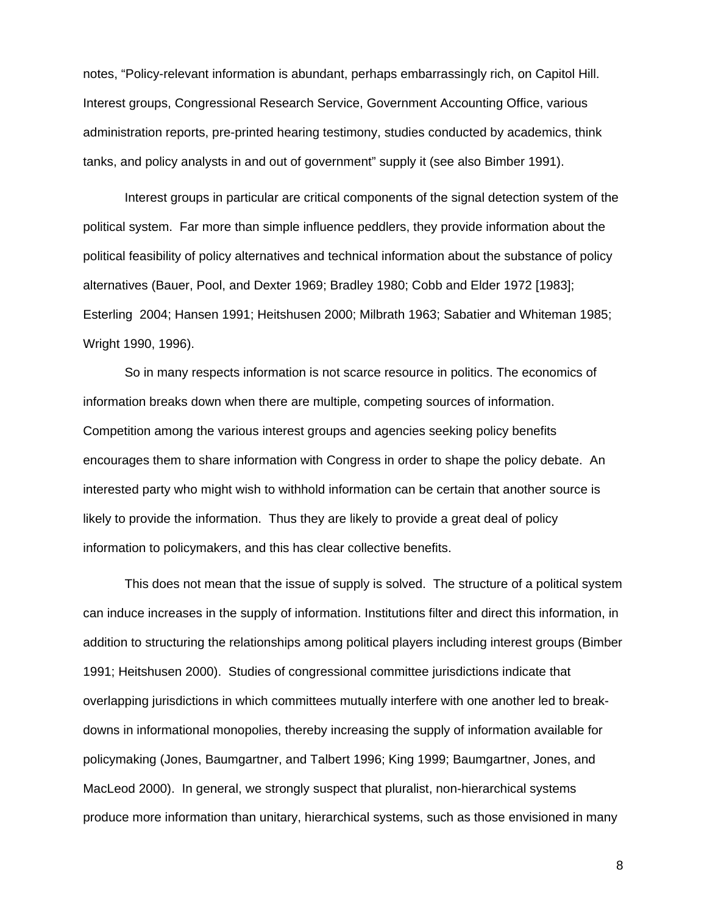notes, “Policy-relevant information is abundant, perhaps embarrassingly rich, on Capitol Hill. Interest groups, Congressional Research Service, Government Accounting Office, various administration reports, pre-printed hearing testimony, studies conducted by academics, think tanks, and policy analysts in and out of government” supply it (see also Bimber 1991).

Interest groups in particular are critical components of the signal detection system of the political system. Far more than simple influence peddlers, they provide information about the political feasibility of policy alternatives and technical information about the substance of policy alternatives (Bauer, Pool, and Dexter 1969; Bradley 1980; Cobb and Elder 1972 [1983]; Esterling 2004; Hansen 1991; Heitshusen 2000; Milbrath 1963; Sabatier and Whiteman 1985; Wright 1990, 1996).

So in many respects information is not scarce resource in politics. The economics of information breaks down when there are multiple, competing sources of information. Competition among the various interest groups and agencies seeking policy benefits encourages them to share information with Congress in order to shape the policy debate. An interested party who might wish to withhold information can be certain that another source is likely to provide the information. Thus they are likely to provide a great deal of policy information to policymakers, and this has clear collective benefits.

This does not mean that the issue of supply is solved. The structure of a political system can induce increases in the supply of information. Institutions filter and direct this information, in addition to structuring the relationships among political players including interest groups (Bimber 1991; Heitshusen 2000). Studies of congressional committee jurisdictions indicate that overlapping jurisdictions in which committees mutually interfere with one another led to break-downs in informational monopolies, thereby increasing the supply of information available for policymaking (Jones, Baumgartner, and Talbert 1996; King 1999; Baumgartner, Jones, and MacLeod 2000). In general, we strongly suspect that pluralist, non-hierarchical systems produce more information than unitary, hierarchical systems, such as those envisioned in many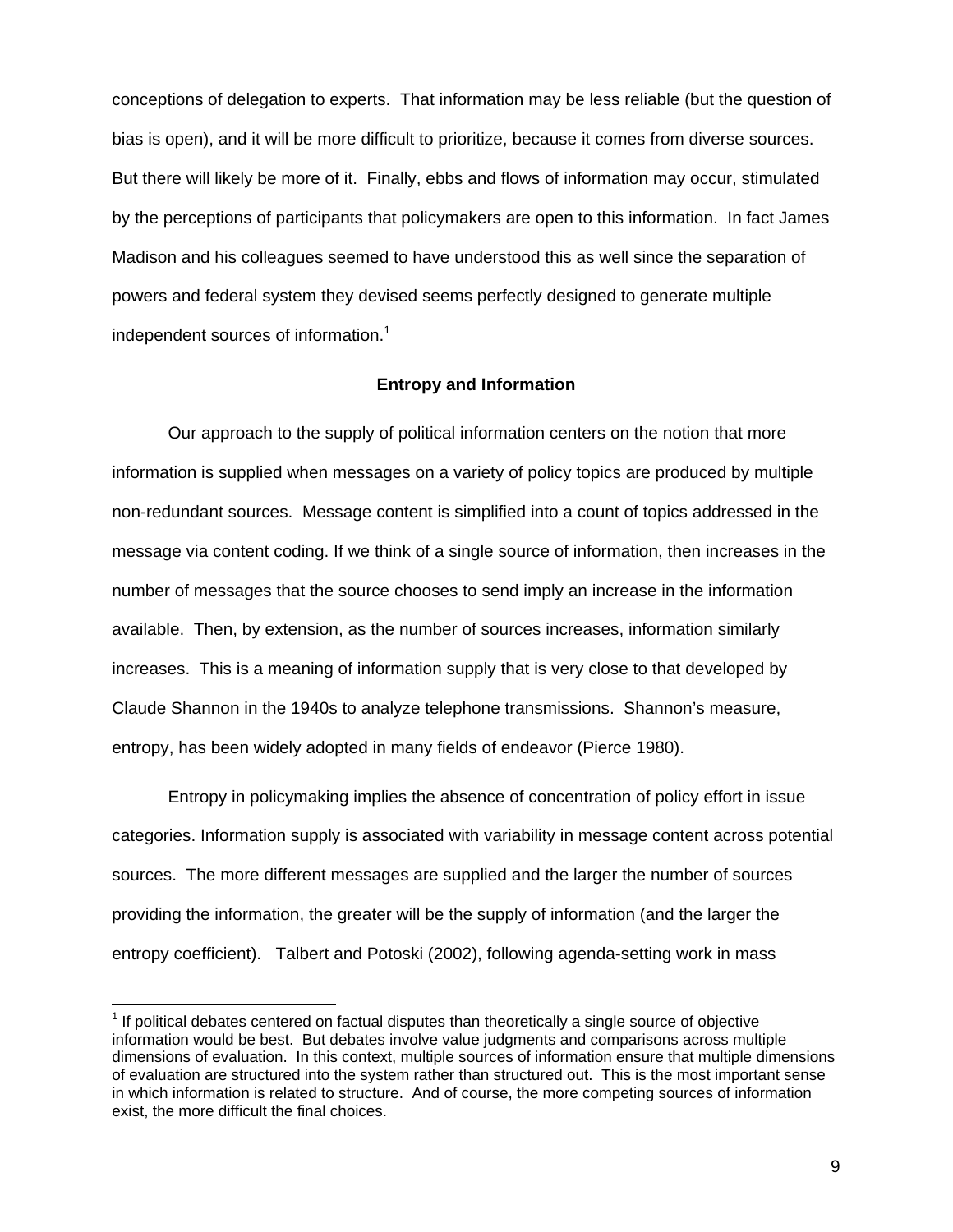conceptions of delegation to experts. That information may be less reliable (but the question of bias is open), and it will be more difficult to prioritize, because it comes from diverse sources. But there will likely be more of it. Finally, ebbs and flows of information may occur, stimulated by the perceptions of participants that policymakers are open to this information. In fact James Madison and his colleagues seemed to have understood this as well since the separation of powers and federal system they devised seems perfectly designed to generate multiple independent sources of information.[1]

## Entropy and Information

Our approach to the supply of political information centers on the notion that more information is supplied when messages on a variety of policy topics are produced by multiple non-redundant sources. Message content is simplified into a count of topics addressed in the message via content coding. If we think of a single source of information, then increases in the number of messages that the source chooses to send imply an increase in the information available. Then, by extension, as the number of sources increases, information similarly increases. This is a meaning of information supply that is very close to that developed by Claude Shannon in the 1940s to analyze telephone transmissions. Shannon's measure, entropy, has been widely adopted in many fields of endeavor (Pierce 1980).

Entropy in policymaking implies the absence of concentration of policy effort in issue categories. Information supply is associated with variability in message content across potential sources. The more different messages are supplied and the larger the number of sources providing the information, the greater will be the supply of information (and the larger the entropy coefficient). Talbert and Potoski (2002), following agenda-setting work in mass

---

[1] If political debates centered on factual disputes than theoretically a single source of objective information would be best. But debates involve value judgments and comparisons across multiple dimensions of evaluation. In this context, multiple sources of information ensure that multiple dimensions of evaluation are structured into the system rather than structured out. This is the most important sense in which information is related to structure. And of course, the more competing sources of information exist, the more difficult the final choices.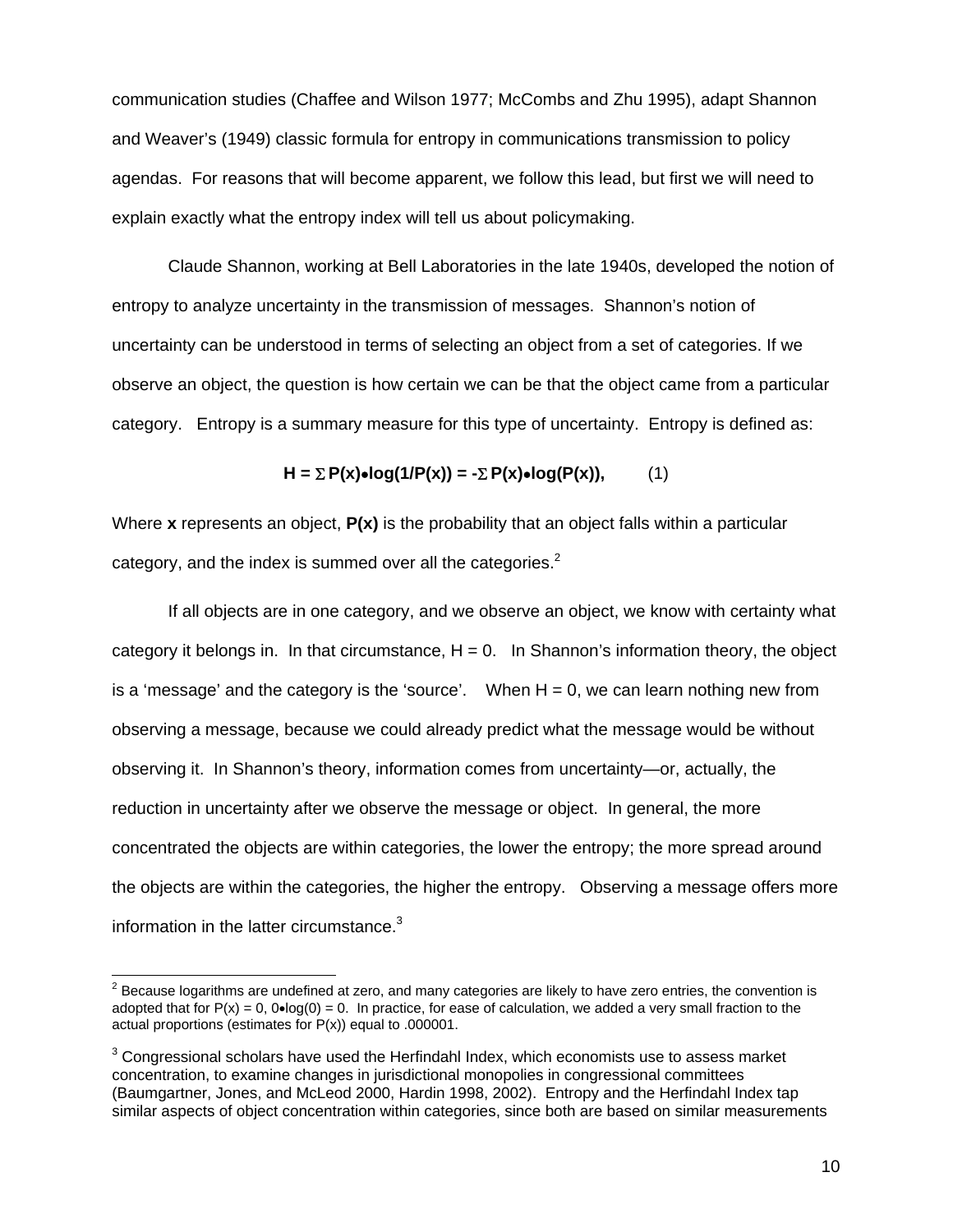communication studies (Chaffee and Wilson 1977; McCombs and Zhu 1995), adapt Shannon and Weaver's (1949) classic formula for entropy in communications transmission to policy agendas. For reasons that will become apparent, we follow this lead, but first we will need to explain exactly what the entropy index will tell us about policymaking.

Claude Shannon, working at Bell Laboratories in the late 1940s, developed the notion of entropy to analyze uncertainty in the transmission of messages. Shannon's notion of uncertainty can be understood in terms of selecting an object from a set of categories. If we observe an object, the question is how certain we can be that the object came from a particular category. Entropy is a summary measure for this type of uncertainty. Entropy is defined as:

$$\mathbf{H = \Sigma P(x) \bullet log(1/P(x)) = -\Sigma P(x) \bullet log(P(x)),} \qquad (1)$$

Where **x** represents an object, **P(x)** is the probability that an object falls within a particular category, and the index is summed over all the categories.[2]

If all objects are in one category, and we observe an object, we know with certainty what category it belongs in. In that circumstance, H = 0. In Shannon's information theory, the object is a 'message' and the category is the 'source'. When H = 0, we can learn nothing new from observing a message, because we could already predict what the message would be without observing it. In Shannon's theory, information comes from uncertainty—or, actually, the reduction in uncertainty after we observe the message or object. In general, the more concentrated the objects are within categories, the lower the entropy; the more spread around the objects are within the categories, the higher the entropy. Observing a message offers more information in the latter circumstance.[3]

---

[2] Because logarithms are undefined at zero, and many categories are likely to have zero entries, the convention is adopted that for P(x) = 0, 0•log(0) = 0. In practice, for ease of calculation, we added a very small fraction to the actual proportions (estimates for P(x)) equal to .000001.

[3] Congressional scholars have used the Herfindahl Index, which economists use to assess market concentration, to examine changes in jurisdictional monopolies in congressional committees (Baumgartner, Jones, and McLeod 2000, Hardin 1998, 2002). Entropy and the Herfindahl Index tap similar aspects of object concentration within categories, since both are based on similar measurements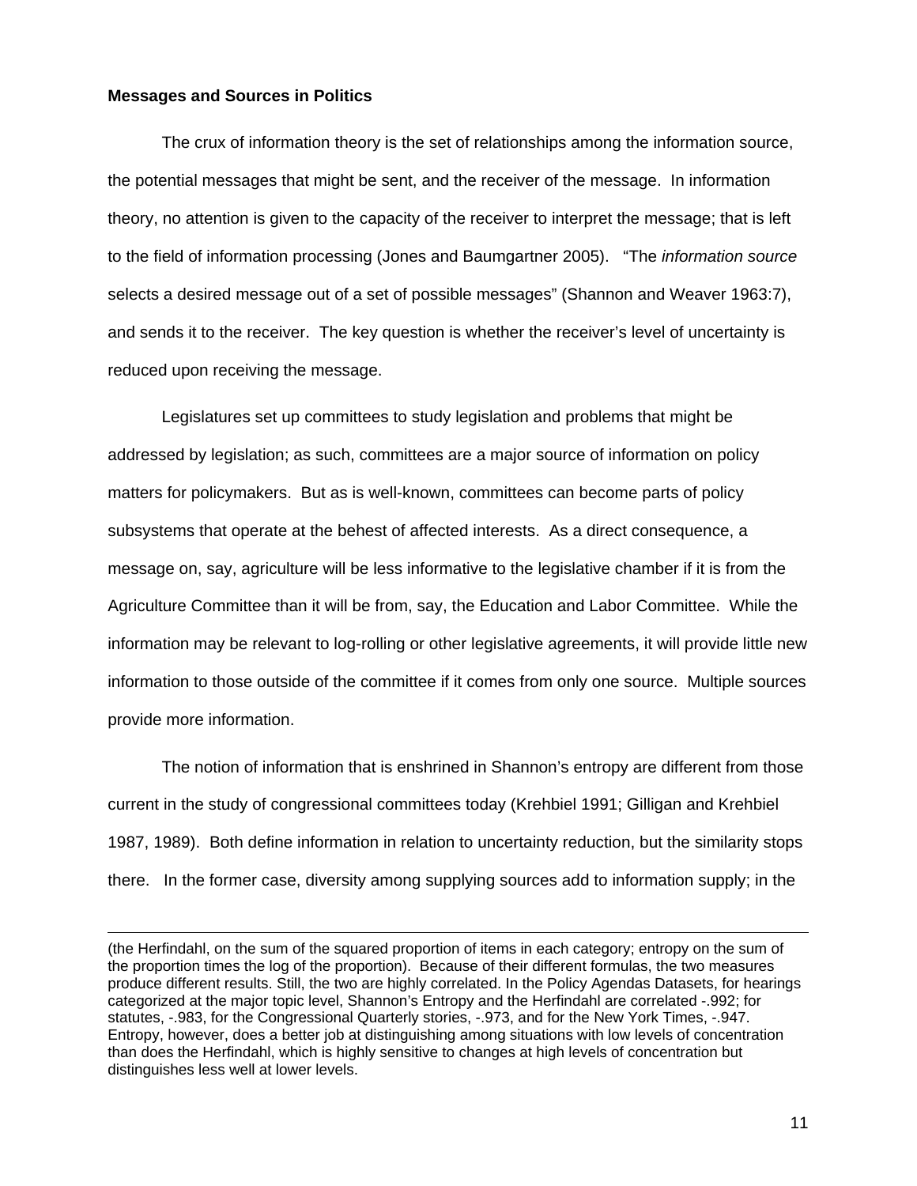**Messages and Sources in Politics**

The crux of information theory is the set of relationships among the information source, the potential messages that might be sent, and the receiver of the message. In information theory, no attention is given to the capacity of the receiver to interpret the message; that is left to the field of information processing (Jones and Baumgartner 2005). "The *information source* selects a desired message out of a set of possible messages" (Shannon and Weaver 1963:7), and sends it to the receiver. The key question is whether the receiver's level of uncertainty is reduced upon receiving the message.

Legislatures set up committees to study legislation and problems that might be addressed by legislation; as such, committees are a major source of information on policy matters for policymakers. But as is well-known, committees can become parts of policy subsystems that operate at the behest of affected interests. As a direct consequence, a message on, say, agriculture will be less informative to the legislative chamber if it is from the Agriculture Committee than it will be from, say, the Education and Labor Committee. While the information may be relevant to log-rolling or other legislative agreements, it will provide little new information to those outside of the committee if it comes from only one source. Multiple sources provide more information.

The notion of information that is enshrined in Shannon's entropy are different from those current in the study of congressional committees today (Krehbiel 1991; Gilligan and Krehbiel 1987, 1989). Both define information in relation to uncertainty reduction, but the similarity stops there. In the former case, diversity among supplying sources add to information supply; in the

---

(the Herfindahl, on the sum of the squared proportion of items in each category; entropy on the sum of the proportion times the log of the proportion). Because of their different formulas, the two measures produce different results. Still, the two are highly correlated. In the Policy Agendas Datasets, for hearings categorized at the major topic level, Shannon's Entropy and the Herfindahl are correlated -.992; for statutes, -.983, for the Congressional Quarterly stories, -.973, and for the New York Times, -.947. Entropy, however, does a better job at distinguishing among situations with low levels of concentration than does the Herfindahl, which is highly sensitive to changes at high levels of concentration but distinguishes less well at lower levels.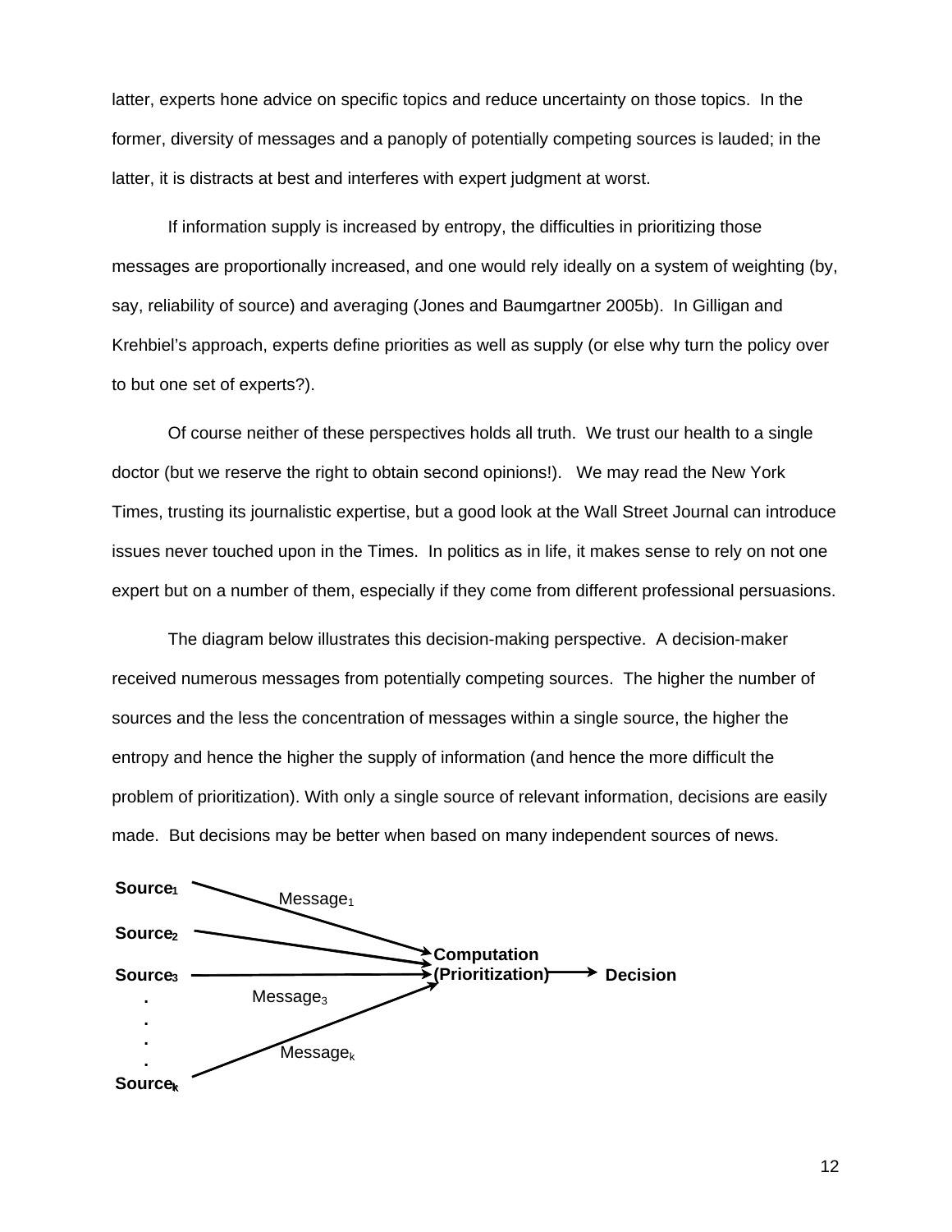latter, experts hone advice on specific topics and reduce uncertainty on those topics. In the former, diversity of messages and a panoply of potentially competing sources is lauded; in the latter, it is distracts at best and interferes with expert judgment at worst.

If information supply is increased by entropy, the difficulties in prioritizing those messages are proportionally increased, and one would rely ideally on a system of weighting (by, say, reliability of source) and averaging (Jones and Baumgartner 2005b). In Gilligan and Krehbiel's approach, experts define priorities as well as supply (or else why turn the policy over to but one set of experts?).

Of course neither of these perspectives holds all truth. We trust our health to a single doctor (but we reserve the right to obtain second opinions!). We may read the New York Times, trusting its journalistic expertise, but a good look at the Wall Street Journal can introduce issues never touched upon in the Times. In politics as in life, it makes sense to rely on not one expert but on a number of them, especially if they come from different professional persuasions.

The diagram below illustrates this decision-making perspective. A decision-maker received numerous messages from potentially competing sources. The higher the number of sources and the less the concentration of messages within a single source, the higher the entropy and hence the higher the supply of information (and hence the more difficult the problem of prioritization). With only a single source of relevant information, decisions are easily made. But decisions may be better when based on many independent sources of news.

**Source$_1$** — Message$_1$ →
**Source$_2$** →
**Source$_3$** — Message$_3$ → **Computation (Prioritization)** → **Decision**
.
.
.
.
**Source$_k$** — Message$_k$ →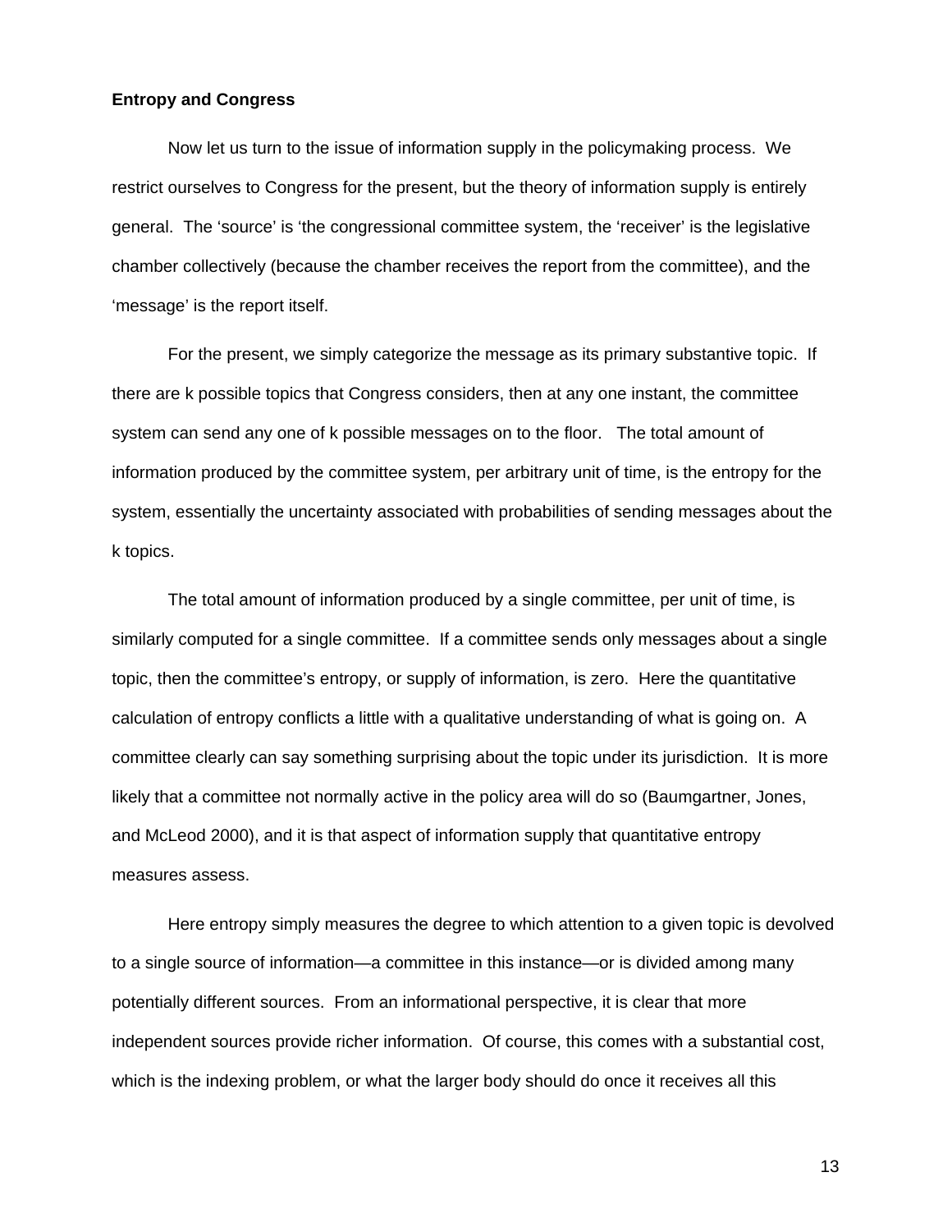**Entropy and Congress**

Now let us turn to the issue of information supply in the policymaking process. We restrict ourselves to Congress for the present, but the theory of information supply is entirely general. The ‘source’ is ‘the congressional committee system, the ‘receiver’ is the legislative chamber collectively (because the chamber receives the report from the committee), and the ‘message’ is the report itself.

For the present, we simply categorize the message as its primary substantive topic. If there are k possible topics that Congress considers, then at any one instant, the committee system can send any one of k possible messages on to the floor. The total amount of information produced by the committee system, per arbitrary unit of time, is the entropy for the system, essentially the uncertainty associated with probabilities of sending messages about the k topics.

The total amount of information produced by a single committee, per unit of time, is similarly computed for a single committee. If a committee sends only messages about a single topic, then the committee’s entropy, or supply of information, is zero. Here the quantitative calculation of entropy conflicts a little with a qualitative understanding of what is going on. A committee clearly can say something surprising about the topic under its jurisdiction. It is more likely that a committee not normally active in the policy area will do so (Baumgartner, Jones, and McLeod 2000), and it is that aspect of information supply that quantitative entropy measures assess.

Here entropy simply measures the degree to which attention to a given topic is devolved to a single source of information—a committee in this instance—or is divided among many potentially different sources. From an informational perspective, it is clear that more independent sources provide richer information. Of course, this comes with a substantial cost, which is the indexing problem, or what the larger body should do once it receives all this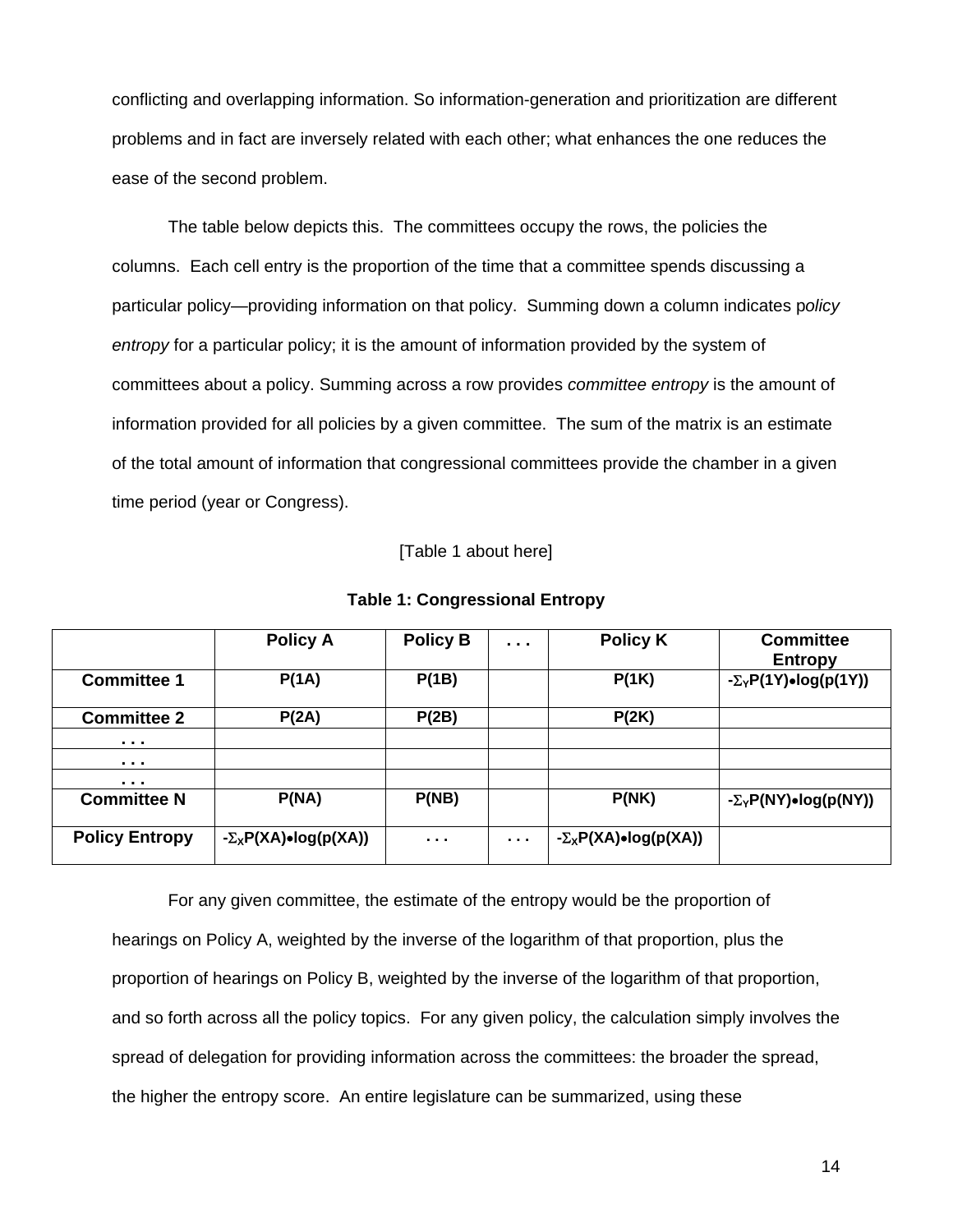conflicting and overlapping information. So information-generation and prioritization are different problems and in fact are inversely related with each other; what enhances the one reduces the ease of the second problem.

The table below depicts this. The committees occupy the rows, the policies the columns. Each cell entry is the proportion of the time that a committee spends discussing a particular policy—providing information on that policy. Summing down a column indicates p*olicy entropy* for a particular policy; it is the amount of information provided by the system of committees about a policy. Summing across a row provides *committee entropy* is the amount of information provided for all policies by a given committee. The sum of the matrix is an estimate of the total amount of information that congressional committees provide the chamber in a given time period (year or Congress).

[Table 1 about here]

**Table 1: Congressional Entropy**

| | Policy A | Policy B | . . . | Policy K | Committee Entropy |
|---|---|---|---|---|---|
| **Committee 1** | P(1A) | P(1B) | | P(1K) | $-\Sigma_Y P(1Y)\bullet\log(p(1Y))$ |
| **Committee 2** | P(2A) | P(2B) | | P(2K) | |
| **. . .** | | | | | |
| **. . .** | | | | | |
| **. . .** | | | | | |
| **Committee N** | P(NA) | P(NB) | | P(NK) | $-\Sigma_Y P(NY)\bullet\log(p(NY))$ |
| **Policy Entropy** | $-\Sigma_X P(XA)\bullet\log(p(XA))$ | . . . | . . . | $-\Sigma_X P(XA)\bullet\log(p(XA))$ | |

For any given committee, the estimate of the entropy would be the proportion of hearings on Policy A, weighted by the inverse of the logarithm of that proportion, plus the proportion of hearings on Policy B, weighted by the inverse of the logarithm of that proportion, and so forth across all the policy topics. For any given policy, the calculation simply involves the spread of delegation for providing information across the committees: the broader the spread, the higher the entropy score. An entire legislature can be summarized, using these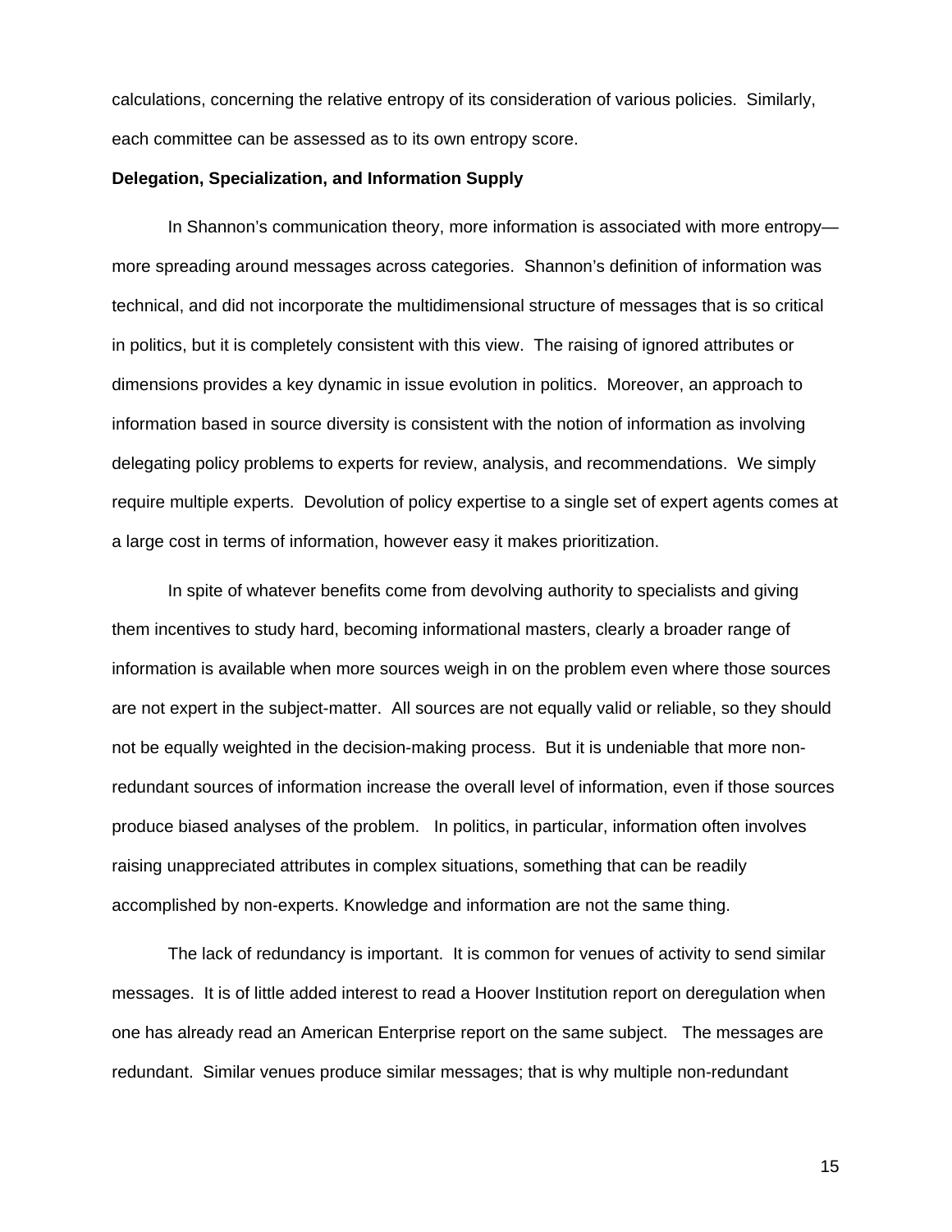calculations, concerning the relative entropy of its consideration of various policies. Similarly, each committee can be assessed as to its own entropy score.

**Delegation, Specialization, and Information Supply**

In Shannon's communication theory, more information is associated with more entropy—more spreading around messages across categories. Shannon's definition of information was technical, and did not incorporate the multidimensional structure of messages that is so critical in politics, but it is completely consistent with this view. The raising of ignored attributes or dimensions provides a key dynamic in issue evolution in politics. Moreover, an approach to information based in source diversity is consistent with the notion of information as involving delegating policy problems to experts for review, analysis, and recommendations. We simply require multiple experts. Devolution of policy expertise to a single set of expert agents comes at a large cost in terms of information, however easy it makes prioritization.

In spite of whatever benefits come from devolving authority to specialists and giving them incentives to study hard, becoming informational masters, clearly a broader range of information is available when more sources weigh in on the problem even where those sources are not expert in the subject-matter. All sources are not equally valid or reliable, so they should not be equally weighted in the decision-making process. But it is undeniable that more non-redundant sources of information increase the overall level of information, even if those sources produce biased analyses of the problem. In politics, in particular, information often involves raising unappreciated attributes in complex situations, something that can be readily accomplished by non-experts. Knowledge and information are not the same thing.

The lack of redundancy is important. It is common for venues of activity to send similar messages. It is of little added interest to read a Hoover Institution report on deregulation when one has already read an American Enterprise report on the same subject. The messages are redundant. Similar venues produce similar messages; that is why multiple non-redundant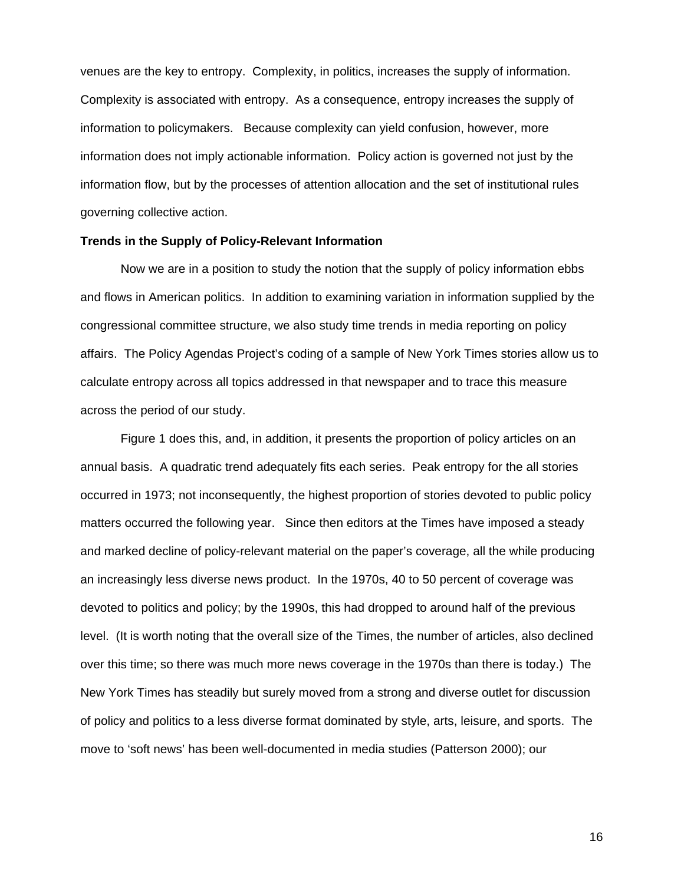venues are the key to entropy. Complexity, in politics, increases the supply of information. Complexity is associated with entropy. As a consequence, entropy increases the supply of information to policymakers. Because complexity can yield confusion, however, more information does not imply actionable information. Policy action is governed not just by the information flow, but by the processes of attention allocation and the set of institutional rules governing collective action.

**Trends in the Supply of Policy-Relevant Information**

Now we are in a position to study the notion that the supply of policy information ebbs and flows in American politics. In addition to examining variation in information supplied by the congressional committee structure, we also study time trends in media reporting on policy affairs. The Policy Agendas Project's coding of a sample of New York Times stories allow us to calculate entropy across all topics addressed in that newspaper and to trace this measure across the period of our study.

Figure 1 does this, and, in addition, it presents the proportion of policy articles on an annual basis. A quadratic trend adequately fits each series. Peak entropy for the all stories occurred in 1973; not inconsequently, the highest proportion of stories devoted to public policy matters occurred the following year. Since then editors at the Times have imposed a steady and marked decline of policy-relevant material on the paper's coverage, all the while producing an increasingly less diverse news product. In the 1970s, 40 to 50 percent of coverage was devoted to politics and policy; by the 1990s, this had dropped to around half of the previous level. (It is worth noting that the overall size of the Times, the number of articles, also declined over this time; so there was much more news coverage in the 1970s than there is today.) The New York Times has steadily but surely moved from a strong and diverse outlet for discussion of policy and politics to a less diverse format dominated by style, arts, leisure, and sports. The move to 'soft news' has been well-documented in media studies (Patterson 2000); our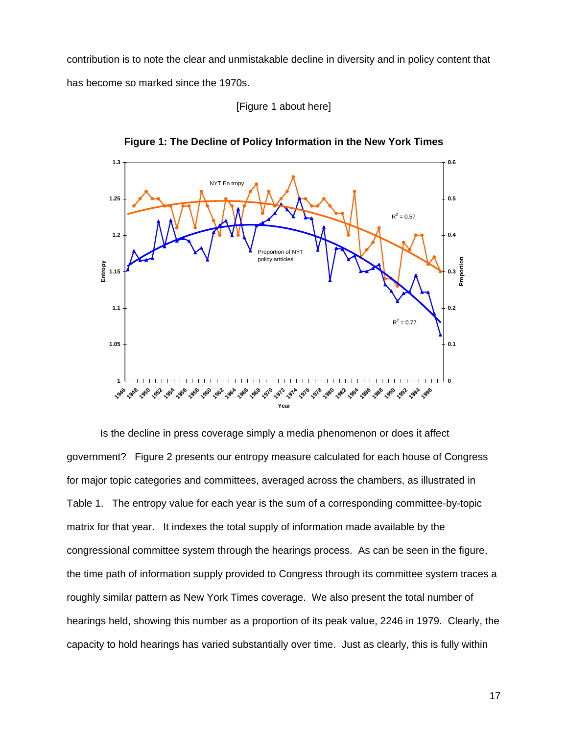contribution is to note the clear and unmistakable decline in diversity and in policy content that has become so marked since the 1970s.

[Figure 1 about here]

**Figure 1: The Decline of Policy Information in the New York Times**

Is the decline in press coverage simply a media phenomenon or does it affect government? Figure 2 presents our entropy measure calculated for each house of Congress for major topic categories and committees, averaged across the chambers, as illustrated in Table 1. The entropy value for each year is the sum of a corresponding committee-by-topic matrix for that year. It indexes the total supply of information made available by the congressional committee system through the hearings process. As can be seen in the figure, the time path of information supply provided to Congress through its committee system traces a roughly similar pattern as New York Times coverage. We also present the total number of hearings held, showing this number as a proportion of its peak value, 2246 in 1979. Clearly, the capacity to hold hearings has varied substantially over time. Just as clearly, this is fully within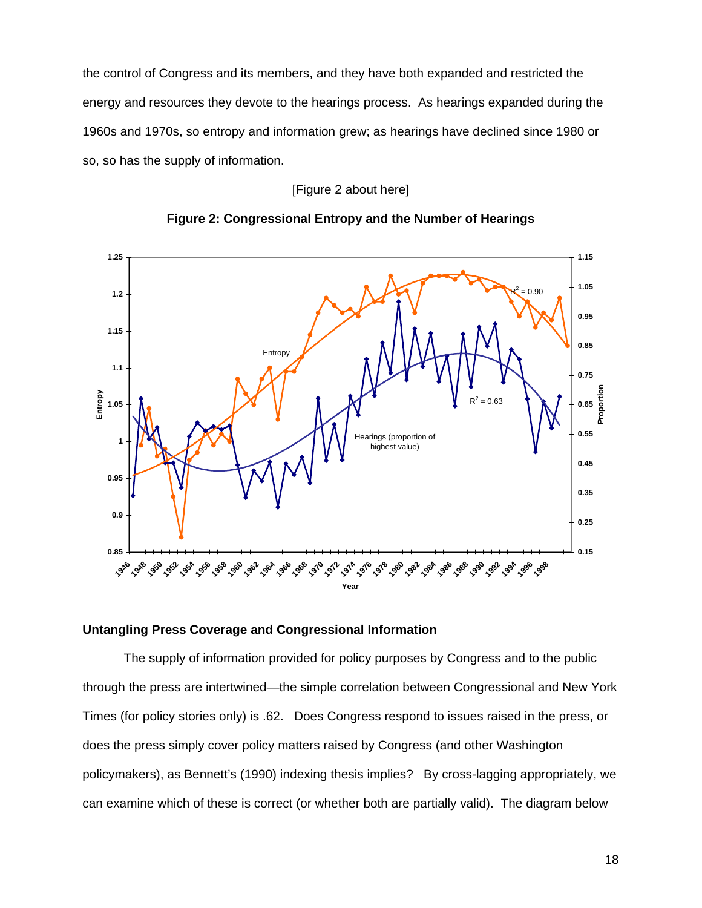the control of Congress and its members, and they have both expanded and restricted the energy and resources they devote to the hearings process. As hearings expanded during the 1960s and 1970s, so entropy and information grew; as hearings have declined since 1980 or so, so has the supply of information.

[Figure 2 about here]

**Figure 2: Congressional Entropy and the Number of Hearings**

## Untangling Press Coverage and Congressional Information

The supply of information provided for policy purposes by Congress and to the public through the press are intertwined—the simple correlation between Congressional and New York Times (for policy stories only) is .62. Does Congress respond to issues raised in the press, or does the press simply cover policy matters raised by Congress (and other Washington policymakers), as Bennett's (1990) indexing thesis implies? By cross-lagging appropriately, we can examine which of these is correct (or whether both are partially valid). The diagram below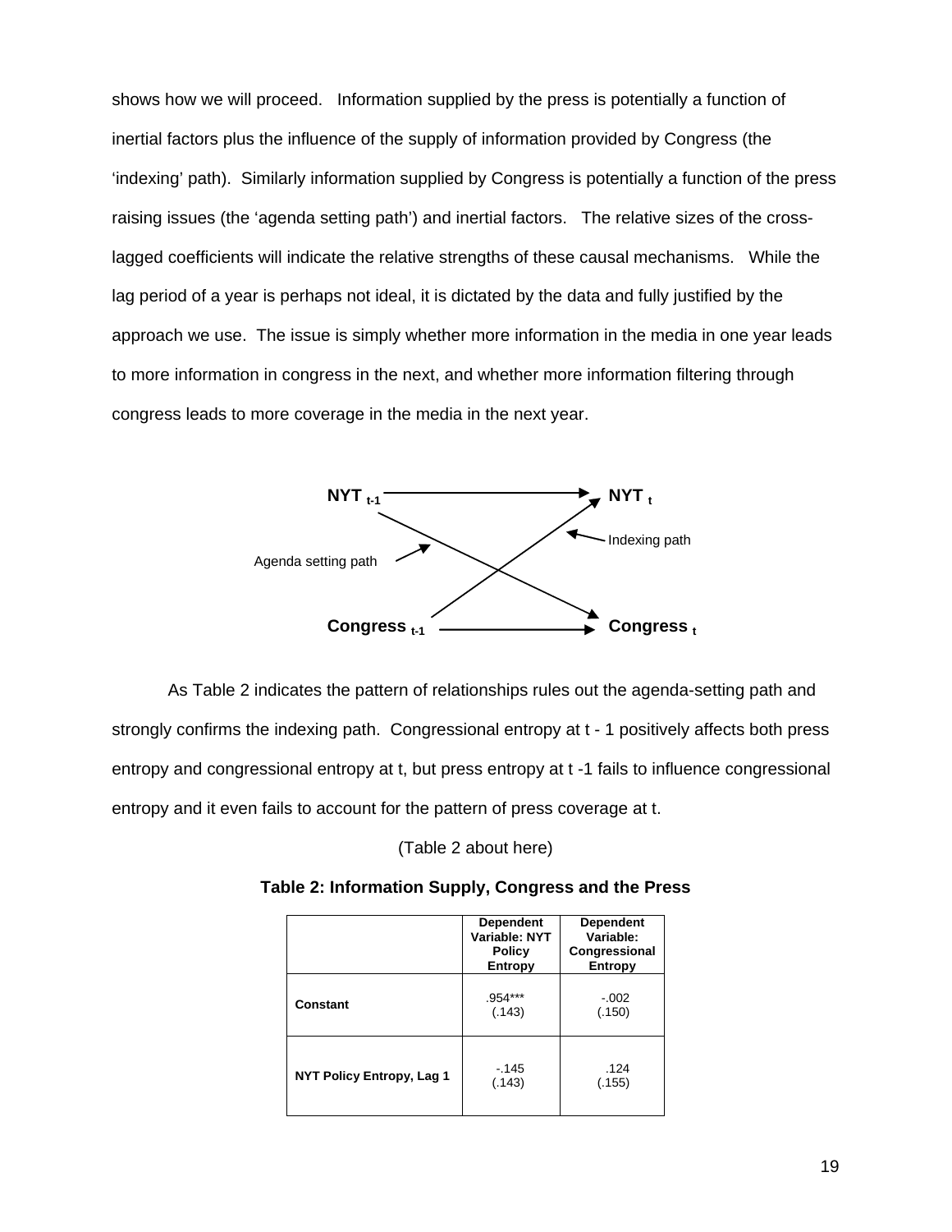shows how we will proceed. Information supplied by the press is potentially a function of inertial factors plus the influence of the supply of information provided by Congress (the 'indexing' path). Similarly information supplied by Congress is potentially a function of the press raising issues (the 'agenda setting path') and inertial factors. The relative sizes of the cross-lagged coefficients will indicate the relative strengths of these causal mechanisms. While the lag period of a year is perhaps not ideal, it is dictated by the data and fully justified by the approach we use. The issue is simply whether more information in the media in one year leads to more information in congress in the next, and whether more information filtering through congress leads to more coverage in the media in the next year.

$NYT_{t-1}$ → $NYT_t$

Agenda setting path

Indexing path

$Congress_{t-1}$ → $Congress_t$

As Table 2 indicates the pattern of relationships rules out the agenda-setting path and strongly confirms the indexing path. Congressional entropy at t - 1 positively affects both press entropy and congressional entropy at t, but press entropy at t -1 fails to influence congressional entropy and it even fails to account for the pattern of press coverage at t.

(Table 2 about here)

**Table 2: Information Supply, Congress and the Press**

| | Dependent Variable: NYT Policy Entropy | Dependent Variable: Congressional Entropy |
|---|---|---|
| **Constant** | .954*** (.143) | -.002 (.150) |
| **NYT Policy Entropy, Lag 1** | -.145 (.143) | .124 (.155) |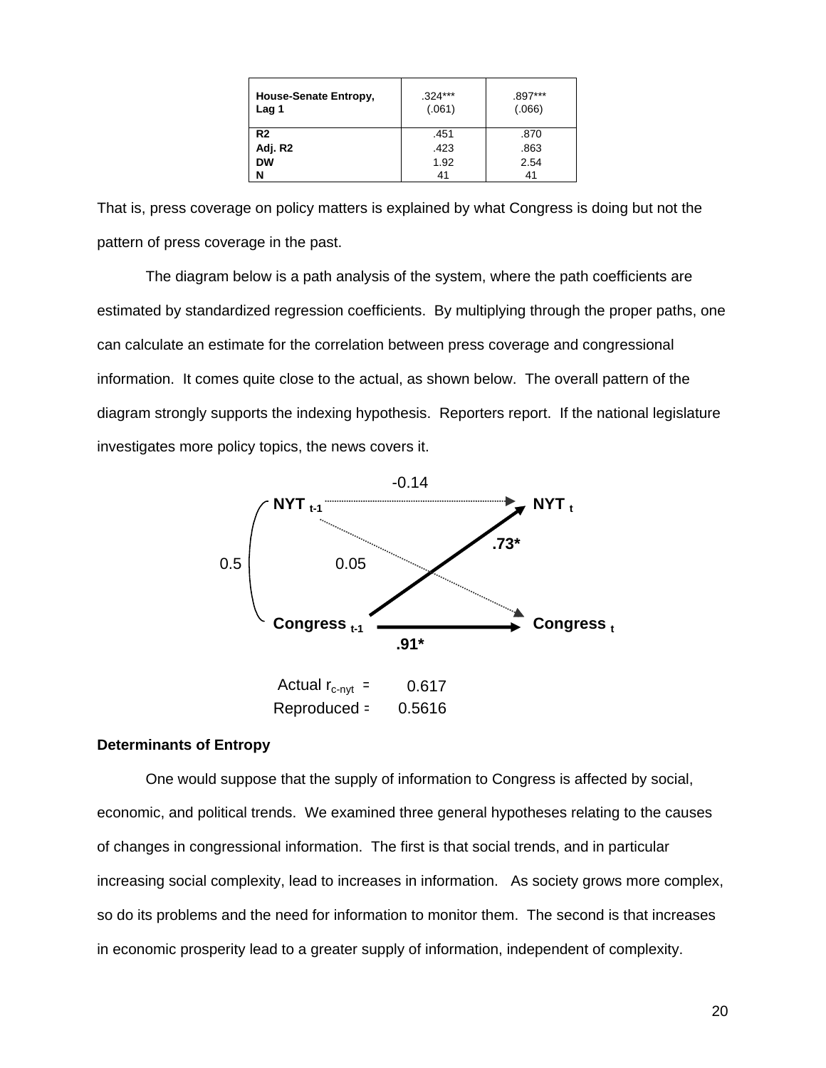| | | |
|---|---|---|
| **House-Senate Entropy, Lag 1** | .324*** (.061) | .897*** (.066) |
| **R2** | .451 | .870 |
| **Adj. R2** | .423 | .863 |
| **DW** | 1.92 | 2.54 |
| **N** | 41 | 41 |

That is, press coverage on policy matters is explained by what Congress is doing but not the pattern of press coverage in the past.

The diagram below is a path analysis of the system, where the path coefficients are estimated by standardized regression coefficients. By multiplying through the proper paths, one can calculate an estimate for the correlation between press coverage and congressional information. It comes quite close to the actual, as shown below. The overall pattern of the diagram strongly supports the indexing hypothesis. Reporters report. If the national legislature investigates more policy topics, the news covers it.

Path diagram:

- $NYT_{t-1}$ → $NYT_t$: -0.14
- $NYT_{t-1}$ → $Congress_t$: 0.05
- $Congress_{t-1}$ → $NYT_t$: **.73***
- $Congress_{t-1}$ → $Congress_t$: **.91***
- $NYT_{t-1}$ ↔ $Congress_{t-1}$: 0.5

Actual $r_{c\text{-}nyt}$ = 0.617

Reproduced = 0.5616

**Determinants of Entropy**

One would suppose that the supply of information to Congress is affected by social, economic, and political trends. We examined three general hypotheses relating to the causes of changes in congressional information. The first is that social trends, and in particular increasing social complexity, lead to increases in information. As society grows more complex, so do its problems and the need for information to monitor them. The second is that increases in economic prosperity lead to a greater supply of information, independent of complexity.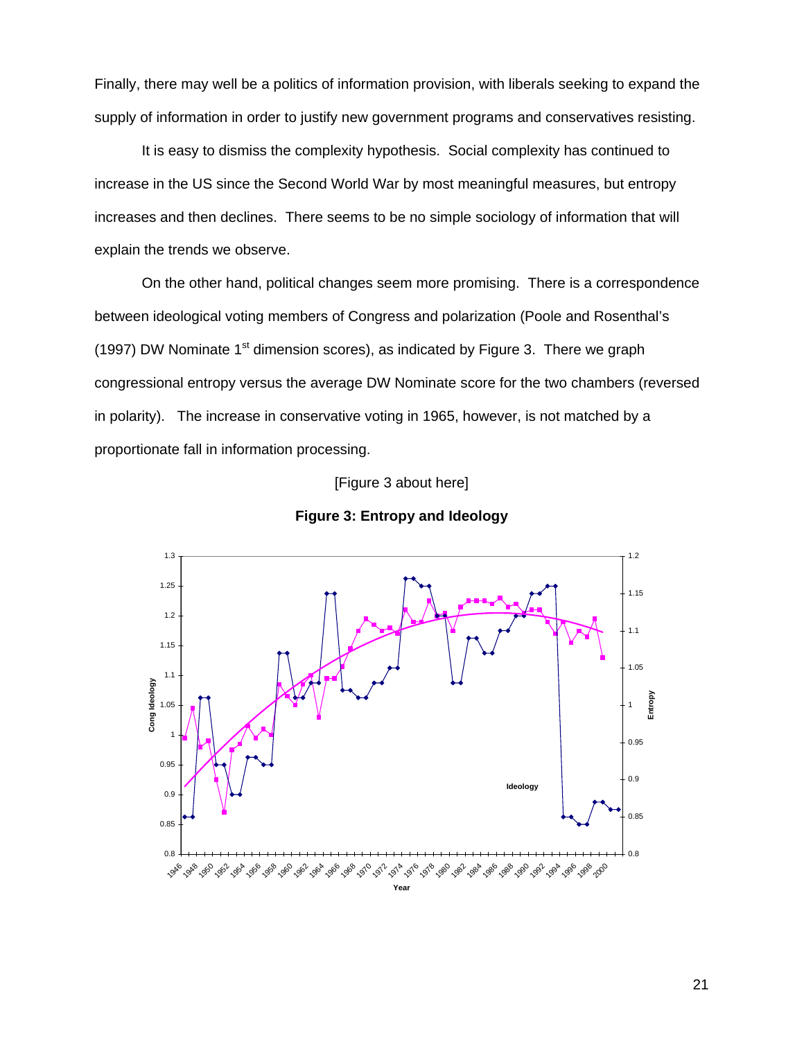Finally, there may well be a politics of information provision, with liberals seeking to expand the supply of information in order to justify new government programs and conservatives resisting.

It is easy to dismiss the complexity hypothesis. Social complexity has continued to increase in the US since the Second World War by most meaningful measures, but entropy increases and then declines. There seems to be no simple sociology of information that will explain the trends we observe.

On the other hand, political changes seem more promising. There is a correspondence between ideological voting members of Congress and polarization (Poole and Rosenthal's (1997) DW Nominate 1st dimension scores), as indicated by Figure 3. There we graph congressional entropy versus the average DW Nominate score for the two chambers (reversed in polarity). The increase in conservative voting in 1965, however, is not matched by a proportionate fall in information processing.

[Figure 3 about here]

**Figure 3: Entropy and Ideology**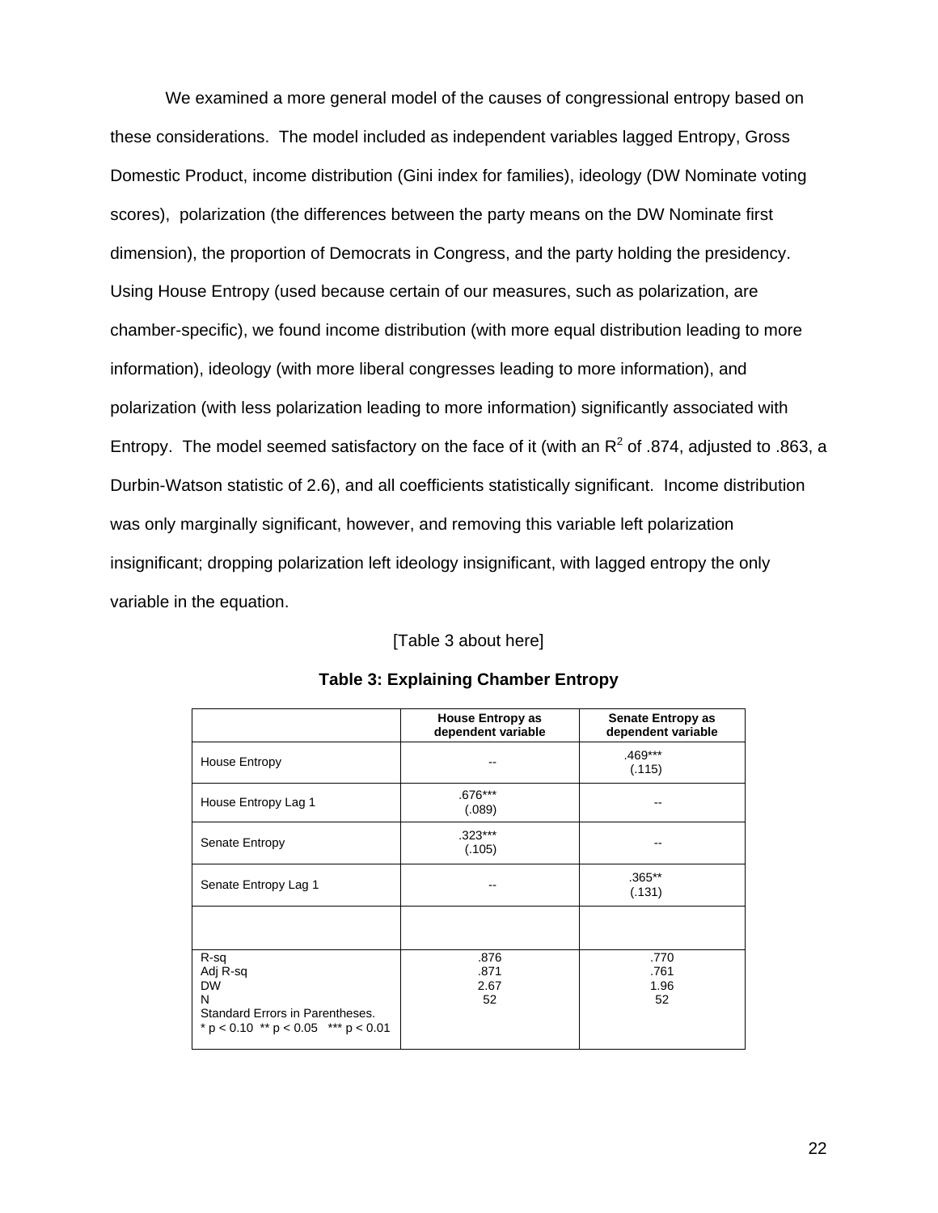We examined a more general model of the causes of congressional entropy based on these considerations. The model included as independent variables lagged Entropy, Gross Domestic Product, income distribution (Gini index for families), ideology (DW Nominate voting scores), polarization (the differences between the party means on the DW Nominate first dimension), the proportion of Democrats in Congress, and the party holding the presidency. Using House Entropy (used because certain of our measures, such as polarization, are chamber-specific), we found income distribution (with more equal distribution leading to more information), ideology (with more liberal congresses leading to more information), and polarization (with less polarization leading to more information) significantly associated with Entropy. The model seemed satisfactory on the face of it (with an $R^2$ of .874, adjusted to .863, a Durbin-Watson statistic of 2.6), and all coefficients statistically significant. Income distribution was only marginally significant, however, and removing this variable left polarization insignificant; dropping polarization left ideology insignificant, with lagged entropy the only variable in the equation.

[Table 3 about here]

**Table 3: Explaining Chamber Entropy**

| | **House Entropy as dependent variable** | **Senate Entropy as dependent variable** |
|---|---|---|
| House Entropy | -- | .469*** (.115) |
| House Entropy Lag 1 | .676*** (.089) | -- |
| Senate Entropy | .323*** (.105) | -- |
| Senate Entropy Lag 1 | -- | .365** (.131) |
| | | |
| R-sq | .876 | .770 |
| Adj R-sq | .871 | .761 |
| DW | 2.67 | 1.96 |
| N | 52 | 52 |
| Standard Errors in Parentheses. | | |
| * $p < 0.10$ ** $p < 0.05$ *** $p < 0.01$ | | |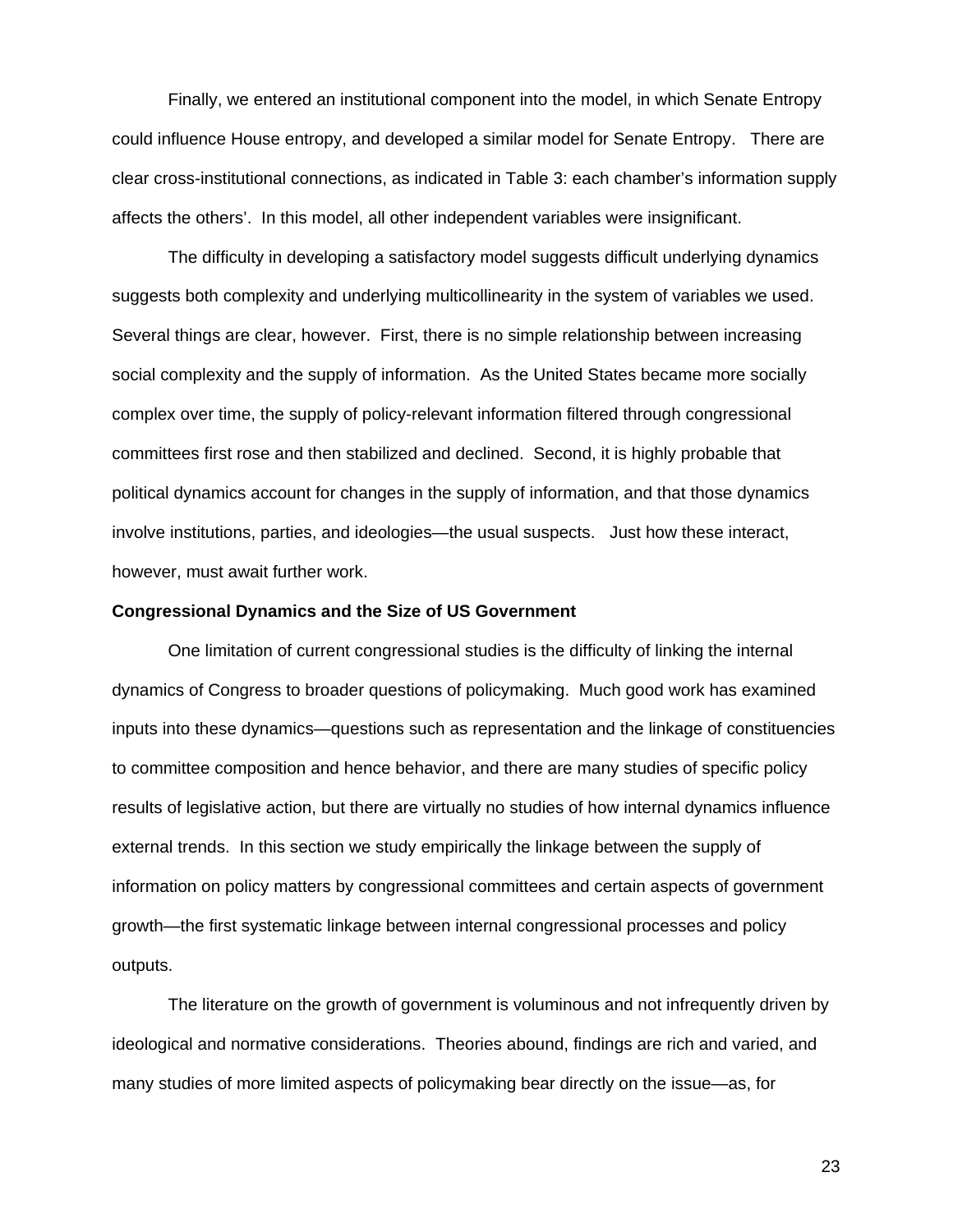Finally, we entered an institutional component into the model, in which Senate Entropy could influence House entropy, and developed a similar model for Senate Entropy. There are clear cross-institutional connections, as indicated in Table 3: each chamber's information supply affects the others'. In this model, all other independent variables were insignificant.

The difficulty in developing a satisfactory model suggests difficult underlying dynamics suggests both complexity and underlying multicollinearity in the system of variables we used. Several things are clear, however. First, there is no simple relationship between increasing social complexity and the supply of information. As the United States became more socially complex over time, the supply of policy-relevant information filtered through congressional committees first rose and then stabilized and declined. Second, it is highly probable that political dynamics account for changes in the supply of information, and that those dynamics involve institutions, parties, and ideologies—the usual suspects. Just how these interact, however, must await further work.

**Congressional Dynamics and the Size of US Government**

One limitation of current congressional studies is the difficulty of linking the internal dynamics of Congress to broader questions of policymaking. Much good work has examined inputs into these dynamics—questions such as representation and the linkage of constituencies to committee composition and hence behavior, and there are many studies of specific policy results of legislative action, but there are virtually no studies of how internal dynamics influence external trends. In this section we study empirically the linkage between the supply of information on policy matters by congressional committees and certain aspects of government growth—the first systematic linkage between internal congressional processes and policy outputs.

The literature on the growth of government is voluminous and not infrequently driven by ideological and normative considerations. Theories abound, findings are rich and varied, and many studies of more limited aspects of policymaking bear directly on the issue—as, for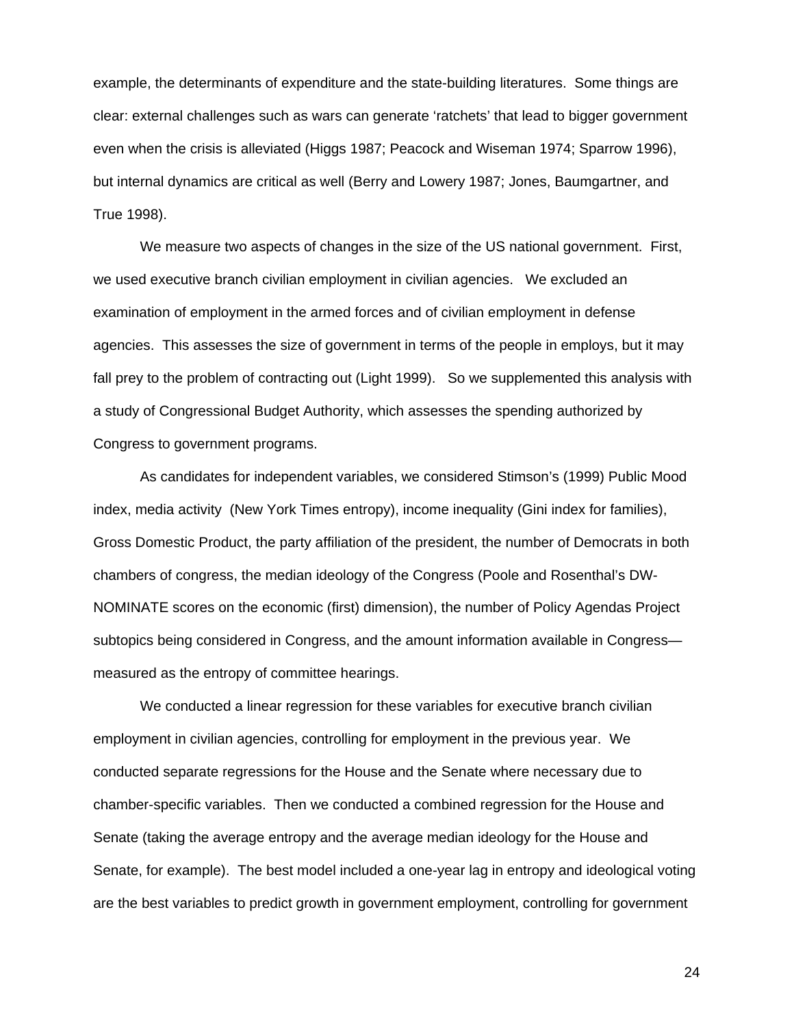example, the determinants of expenditure and the state-building literatures. Some things are clear: external challenges such as wars can generate 'ratchets' that lead to bigger government even when the crisis is alleviated (Higgs 1987; Peacock and Wiseman 1974; Sparrow 1996), but internal dynamics are critical as well (Berry and Lowery 1987; Jones, Baumgartner, and True 1998).

We measure two aspects of changes in the size of the US national government. First, we used executive branch civilian employment in civilian agencies. We excluded an examination of employment in the armed forces and of civilian employment in defense agencies. This assesses the size of government in terms of the people in employs, but it may fall prey to the problem of contracting out (Light 1999). So we supplemented this analysis with a study of Congressional Budget Authority, which assesses the spending authorized by Congress to government programs.

As candidates for independent variables, we considered Stimson's (1999) Public Mood index, media activity (New York Times entropy), income inequality (Gini index for families), Gross Domestic Product, the party affiliation of the president, the number of Democrats in both chambers of congress, the median ideology of the Congress (Poole and Rosenthal's DW-NOMINATE scores on the economic (first) dimension), the number of Policy Agendas Project subtopics being considered in Congress, and the amount information available in Congress—measured as the entropy of committee hearings.

We conducted a linear regression for these variables for executive branch civilian employment in civilian agencies, controlling for employment in the previous year. We conducted separate regressions for the House and the Senate where necessary due to chamber-specific variables. Then we conducted a combined regression for the House and Senate (taking the average entropy and the average median ideology for the House and Senate, for example). The best model included a one-year lag in entropy and ideological voting are the best variables to predict growth in government employment, controlling for government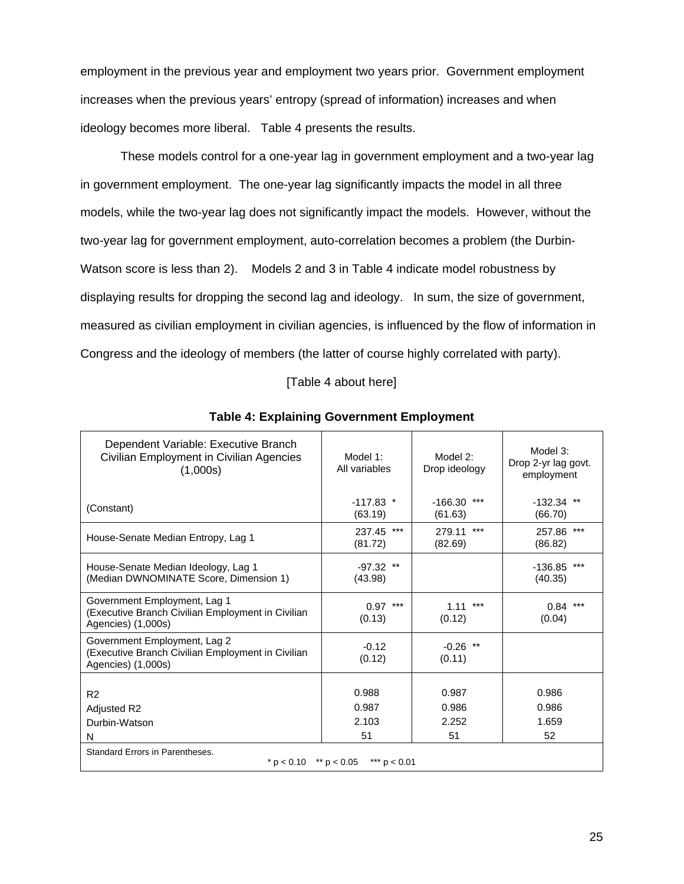employment in the previous year and employment two years prior. Government employment increases when the previous years' entropy (spread of information) increases and when ideology becomes more liberal. Table 4 presents the results.

These models control for a one-year lag in government employment and a two-year lag in government employment. The one-year lag significantly impacts the model in all three models, while the two-year lag does not significantly impact the models. However, without the two-year lag for government employment, auto-correlation becomes a problem (the Durbin-Watson score is less than 2). Models 2 and 3 in Table 4 indicate model robustness by displaying results for dropping the second lag and ideology. In sum, the size of government, measured as civilian employment in civilian agencies, is influenced by the flow of information in Congress and the ideology of members (the latter of course highly correlated with party).

[Table 4 about here]

**Table 4: Explaining Government Employment**

| Dependent Variable: Executive Branch Civilian Employment in Civilian Agencies (1,000s) | Model 1: All variables | Model 2: Drop ideology | Model 3: Drop 2-yr lag govt. employment |
|---|---|---|---|
| (Constant) | -117.83 * (63.19) | -166.30 *** (61.63) | -132.34 ** (66.70) |
| House-Senate Median Entropy, Lag 1 | 237.45 *** (81.72) | 279.11 *** (82.69) | 257.86 *** (86.82) |
| House-Senate Median Ideology, Lag 1 (Median DWNOMINATE Score, Dimension 1) | -97.32 ** (43.98) | | -136.85 *** (40.35) |
| Government Employment, Lag 1 (Executive Branch Civilian Employment in Civilian Agencies) (1,000s) | 0.97 *** (0.13) | 1.11 *** (0.12) | 0.84 *** (0.04) |
| Government Employment, Lag 2 (Executive Branch Civilian Employment in Civilian Agencies) (1,000s) | -0.12 (0.12) | -0.26 ** (0.11) | |
| $R^2$ | 0.988 | 0.987 | 0.986 |
| Adjusted $R^2$ | 0.987 | 0.986 | 0.986 |
| Durbin-Watson | 2.103 | 2.252 | 1.659 |
| N | 51 | 51 | 52 |

Standard Errors in Parentheses.
* $p < 0.10$ ** $p < 0.05$ *** $p < 0.01$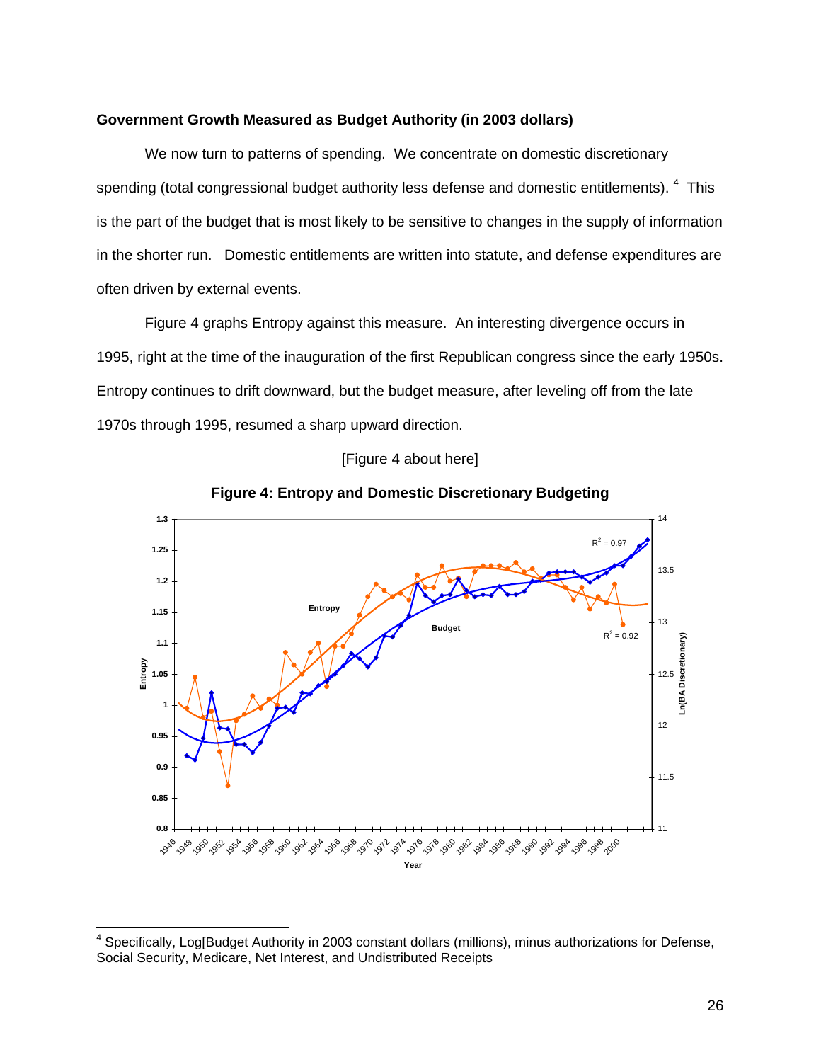### Government Growth Measured as Budget Authority (in 2003 dollars)

We now turn to patterns of spending. We concentrate on domestic discretionary spending (total congressional budget authority less defense and domestic entitlements).[4] This is the part of the budget that is most likely to be sensitive to changes in the supply of information in the shorter run. Domestic entitlements are written into statute, and defense expenditures are often driven by external events.

Figure 4 graphs Entropy against this measure. An interesting divergence occurs in 1995, right at the time of the inauguration of the first Republican congress since the early 1950s. Entropy continues to drift downward, but the budget measure, after leveling off from the late 1970s through 1995, resumed a sharp upward direction.

[Figure 4 about here]

**Figure 4: Entropy and Domestic Discretionary Budgeting**

[4] Specifically, Log[Budget Authority in 2003 constant dollars (millions), minus authorizations for Defense, Social Security, Medicare, Net Interest, and Undistributed Receipts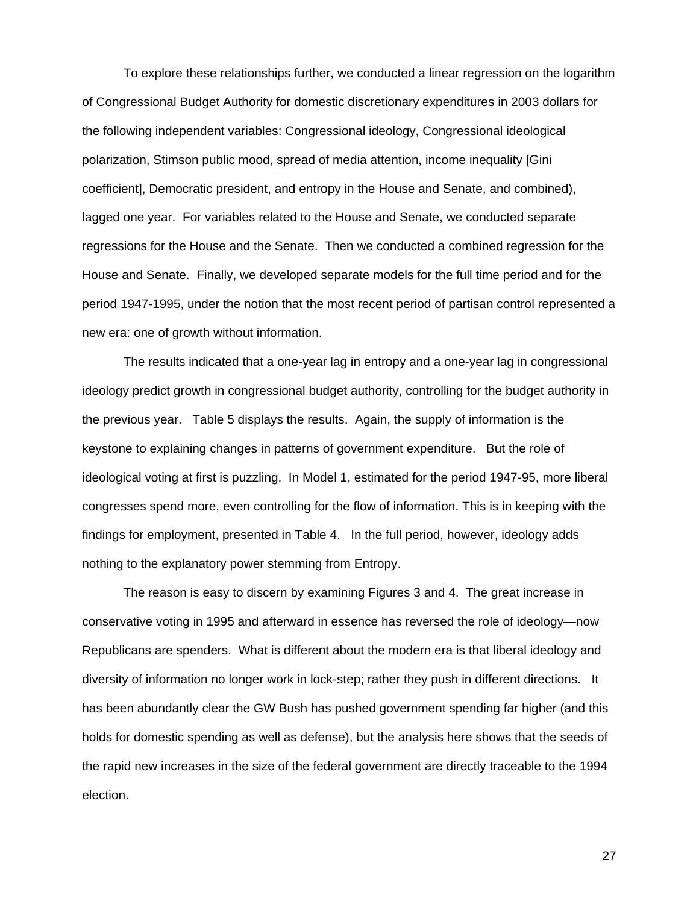To explore these relationships further, we conducted a linear regression on the logarithm of Congressional Budget Authority for domestic discretionary expenditures in 2003 dollars for the following independent variables: Congressional ideology, Congressional ideological polarization, Stimson public mood, spread of media attention, income inequality [Gini coefficient], Democratic president, and entropy in the House and Senate, and combined), lagged one year. For variables related to the House and Senate, we conducted separate regressions for the House and the Senate. Then we conducted a combined regression for the House and Senate. Finally, we developed separate models for the full time period and for the period 1947-1995, under the notion that the most recent period of partisan control represented a new era: one of growth without information.

The results indicated that a one-year lag in entropy and a one-year lag in congressional ideology predict growth in congressional budget authority, controlling for the budget authority in the previous year. Table 5 displays the results. Again, the supply of information is the keystone to explaining changes in patterns of government expenditure. But the role of ideological voting at first is puzzling. In Model 1, estimated for the period 1947-95, more liberal congresses spend more, even controlling for the flow of information. This is in keeping with the findings for employment, presented in Table 4. In the full period, however, ideology adds nothing to the explanatory power stemming from Entropy.

The reason is easy to discern by examining Figures 3 and 4. The great increase in conservative voting in 1995 and afterward in essence has reversed the role of ideology—now Republicans are spenders. What is different about the modern era is that liberal ideology and diversity of information no longer work in lock-step; rather they push in different directions. It has been abundantly clear the GW Bush has pushed government spending far higher (and this holds for domestic spending as well as defense), but the analysis here shows that the seeds of the rapid new increases in the size of the federal government are directly traceable to the 1994 election.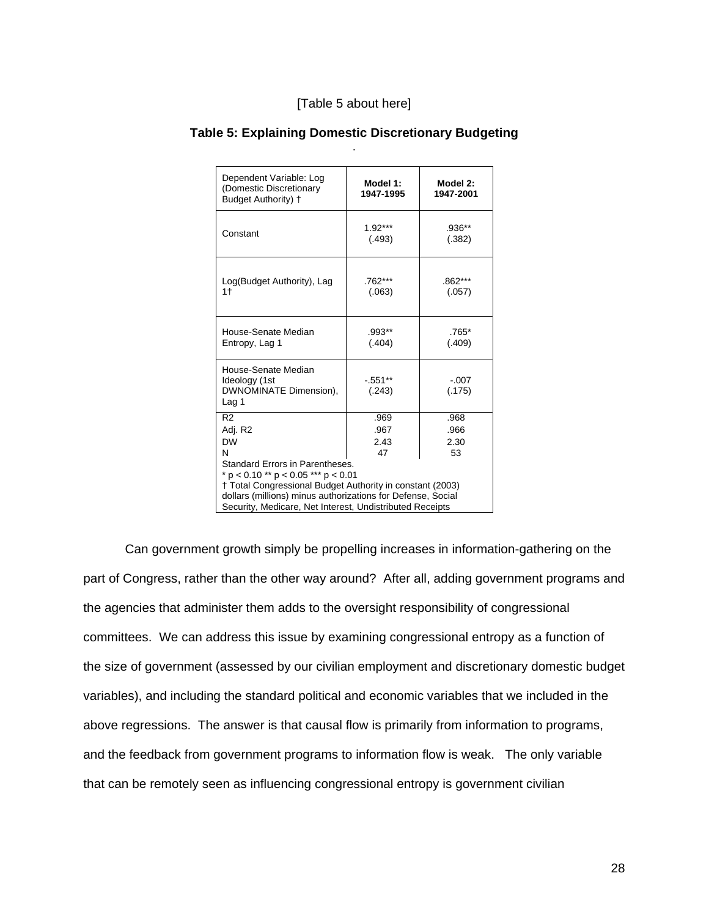[Table 5 about here]

**Table 5: Explaining Domestic Discretionary Budgeting**

.

| Dependent Variable: Log (Domestic Discretionary Budget Authority) † | **Model 1: 1947-1995** | **Model 2: 1947-2001** |
|---|---|---|
| Constant | 1.92*** (.493) | .936** (.382) |
| Log(Budget Authority), Lag 1† | .762*** (.063) | .862*** (.057) |
| House-Senate Median Entropy, Lag 1 | .993** (.404) | .765* (.409) |
| House-Senate Median Ideology (1st DWNOMINATE Dimension), Lag 1 | -.551** (.243) | -.007 (.175) |
| $R^2$ | .969 | .968 |
| Adj. $R^2$ | .967 | .966 |
| DW | 2.43 | 2.30 |
| N | 47 | 53 |

Standard Errors in Parentheses.
* $p < 0.10$ ** $p < 0.05$ *** $p < 0.01$
† Total Congressional Budget Authority in constant (2003) dollars (millions) minus authorizations for Defense, Social Security, Medicare, Net Interest, Undistributed Receipts

Can government growth simply be propelling increases in information-gathering on the part of Congress, rather than the other way around? After all, adding government programs and the agencies that administer them adds to the oversight responsibility of congressional committees. We can address this issue by examining congressional entropy as a function of the size of government (assessed by our civilian employment and discretionary domestic budget variables), and including the standard political and economic variables that we included in the above regressions. The answer is that causal flow is primarily from information to programs, and the feedback from government programs to information flow is weak. The only variable that can be remotely seen as influencing congressional entropy is government civilian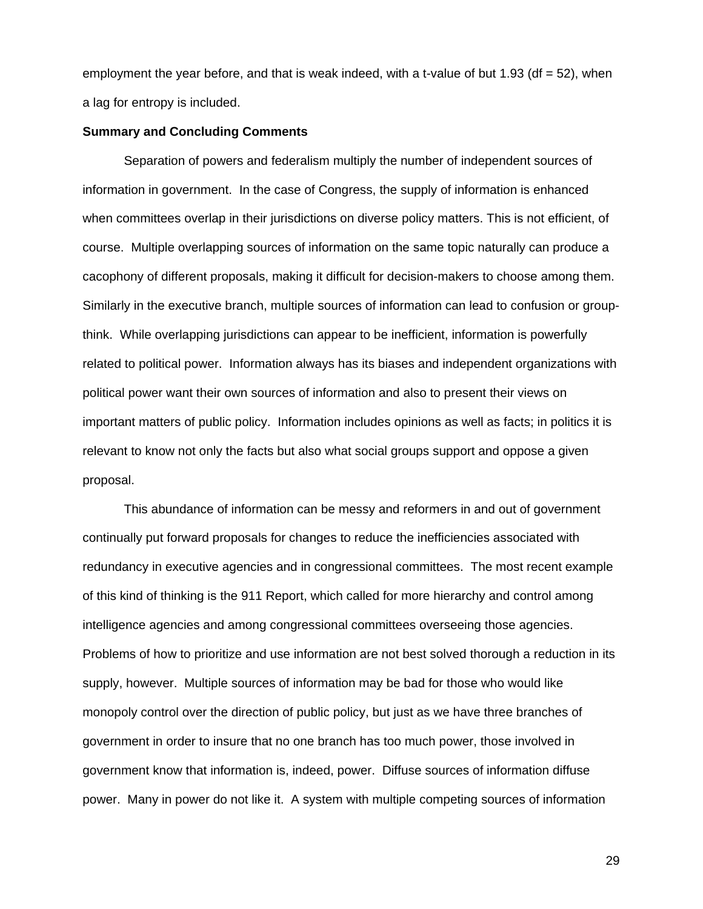employment the year before, and that is weak indeed, with a t-value of but 1.93 (df = 52), when a lag for entropy is included.

**Summary and Concluding Comments**

Separation of powers and federalism multiply the number of independent sources of information in government. In the case of Congress, the supply of information is enhanced when committees overlap in their jurisdictions on diverse policy matters. This is not efficient, of course. Multiple overlapping sources of information on the same topic naturally can produce a cacophony of different proposals, making it difficult for decision-makers to choose among them. Similarly in the executive branch, multiple sources of information can lead to confusion or group-think. While overlapping jurisdictions can appear to be inefficient, information is powerfully related to political power. Information always has its biases and independent organizations with political power want their own sources of information and also to present their views on important matters of public policy. Information includes opinions as well as facts; in politics it is relevant to know not only the facts but also what social groups support and oppose a given proposal.

This abundance of information can be messy and reformers in and out of government continually put forward proposals for changes to reduce the inefficiencies associated with redundancy in executive agencies and in congressional committees. The most recent example of this kind of thinking is the 911 Report, which called for more hierarchy and control among intelligence agencies and among congressional committees overseeing those agencies. Problems of how to prioritize and use information are not best solved thorough a reduction in its supply, however. Multiple sources of information may be bad for those who would like monopoly control over the direction of public policy, but just as we have three branches of government in order to insure that no one branch has too much power, those involved in government know that information is, indeed, power. Diffuse sources of information diffuse power. Many in power do not like it. A system with multiple competing sources of information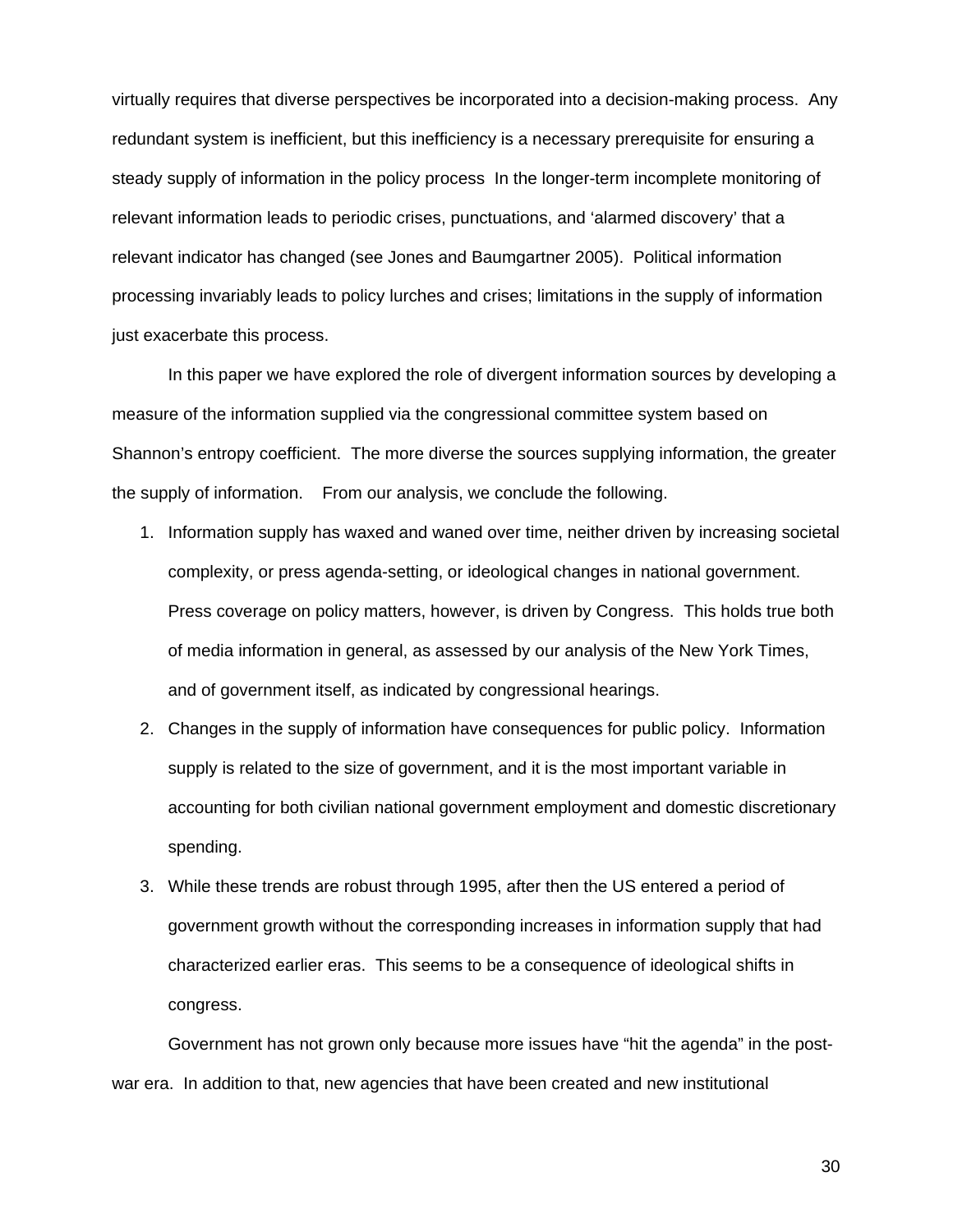virtually requires that diverse perspectives be incorporated into a decision-making process. Any redundant system is inefficient, but this inefficiency is a necessary prerequisite for ensuring a steady supply of information in the policy process In the longer-term incomplete monitoring of relevant information leads to periodic crises, punctuations, and 'alarmed discovery' that a relevant indicator has changed (see Jones and Baumgartner 2005). Political information processing invariably leads to policy lurches and crises; limitations in the supply of information just exacerbate this process.

In this paper we have explored the role of divergent information sources by developing a measure of the information supplied via the congressional committee system based on Shannon's entropy coefficient. The more diverse the sources supplying information, the greater the supply of information. From our analysis, we conclude the following.

1. Information supply has waxed and waned over time, neither driven by increasing societal complexity, or press agenda-setting, or ideological changes in national government. Press coverage on policy matters, however, is driven by Congress. This holds true both of media information in general, as assessed by our analysis of the New York Times, and of government itself, as indicated by congressional hearings.
2. Changes in the supply of information have consequences for public policy. Information supply is related to the size of government, and it is the most important variable in accounting for both civilian national government employment and domestic discretionary spending.
3. While these trends are robust through 1995, after then the US entered a period of government growth without the corresponding increases in information supply that had characterized earlier eras. This seems to be a consequence of ideological shifts in congress.

Government has not grown only because more issues have "hit the agenda" in the post-war era. In addition to that, new agencies that have been created and new institutional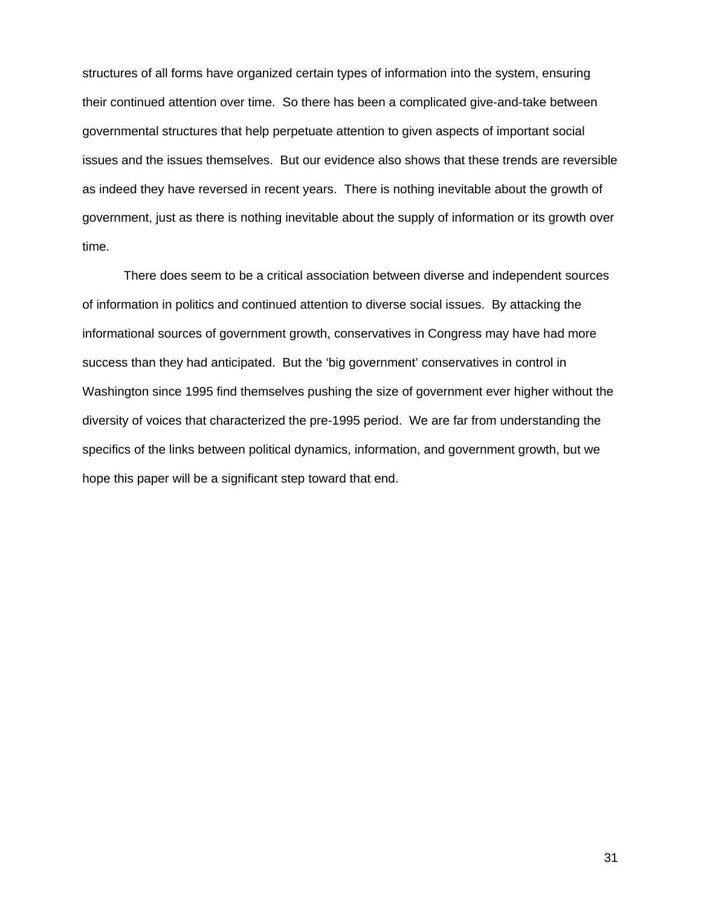structures of all forms have organized certain types of information into the system, ensuring their continued attention over time. So there has been a complicated give-and-take between governmental structures that help perpetuate attention to given aspects of important social issues and the issues themselves. But our evidence also shows that these trends are reversible as indeed they have reversed in recent years. There is nothing inevitable about the growth of government, just as there is nothing inevitable about the supply of information or its growth over time.

There does seem to be a critical association between diverse and independent sources of information in politics and continued attention to diverse social issues. By attacking the informational sources of government growth, conservatives in Congress may have had more success than they had anticipated. But the 'big government' conservatives in control in Washington since 1995 find themselves pushing the size of government ever higher without the diversity of voices that characterized the pre-1995 period. We are far from understanding the specifics of the links between political dynamics, information, and government growth, but we hope this paper will be a significant step toward that end.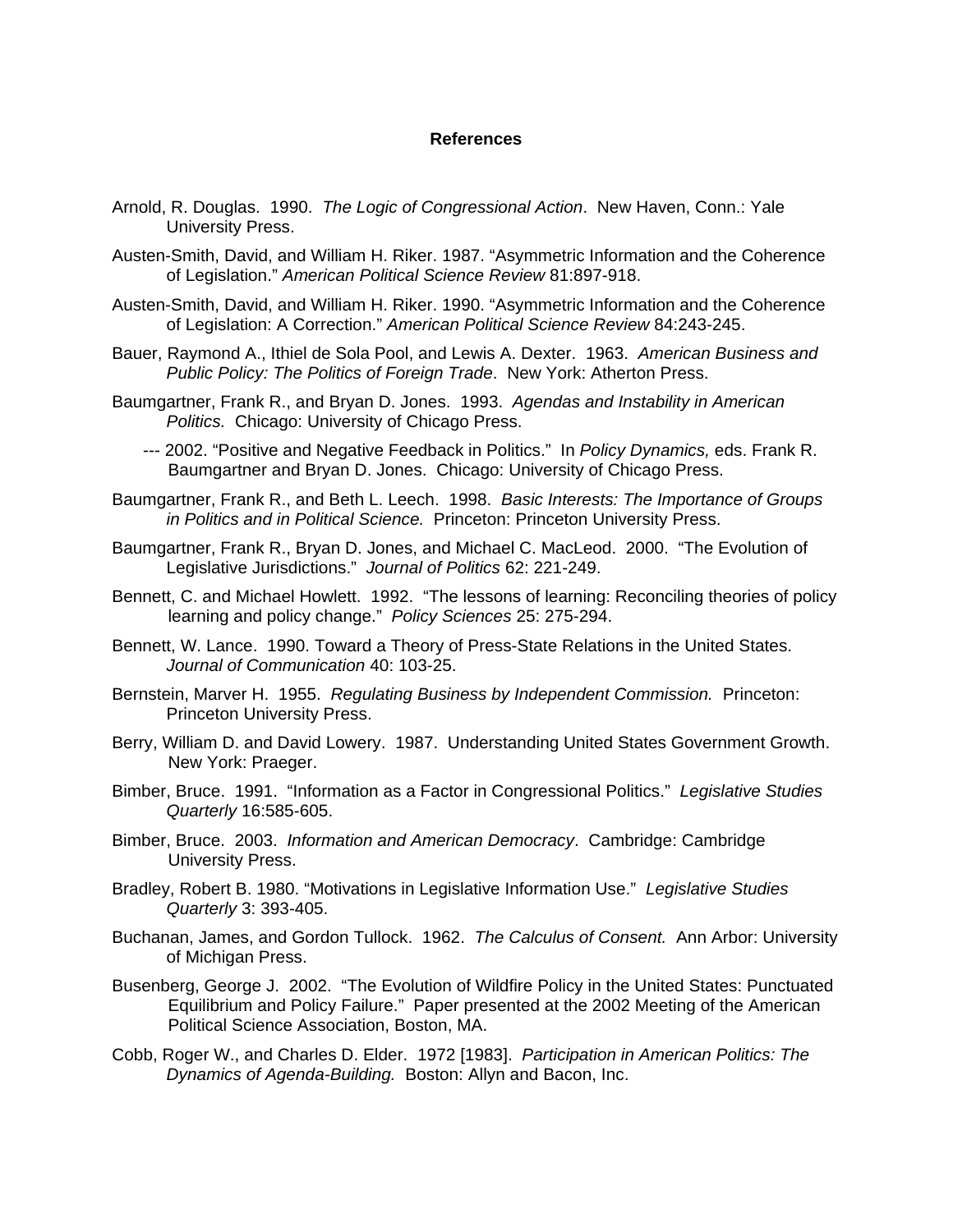# References

Arnold, R. Douglas. 1990. *The Logic of Congressional Action*. New Haven, Conn.: Yale University Press.

Austen-Smith, David, and William H. Riker. 1987. "Asymmetric Information and the Coherence of Legislation." *American Political Science Review* 81:897-918.

Austen-Smith, David, and William H. Riker. 1990. "Asymmetric Information and the Coherence of Legislation: A Correction." *American Political Science Review* 84:243-245.

Bauer, Raymond A., Ithiel de Sola Pool, and Lewis A. Dexter. 1963. *American Business and Public Policy: The Politics of Foreign Trade*. New York: Atherton Press.

Baumgartner, Frank R., and Bryan D. Jones. 1993. *Agendas and Instability in American Politics.* Chicago: University of Chicago Press.

--- 2002. "Positive and Negative Feedback in Politics." In *Policy Dynamics,* eds. Frank R. Baumgartner and Bryan D. Jones. Chicago: University of Chicago Press.

Baumgartner, Frank R., and Beth L. Leech. 1998. *Basic Interests: The Importance of Groups in Politics and in Political Science.* Princeton: Princeton University Press.

Baumgartner, Frank R., Bryan D. Jones, and Michael C. MacLeod. 2000. "The Evolution of Legislative Jurisdictions." *Journal of Politics* 62: 221-249.

Bennett, C. and Michael Howlett. 1992. "The lessons of learning: Reconciling theories of policy learning and policy change." *Policy Sciences* 25: 275-294.

Bennett, W. Lance. 1990. Toward a Theory of Press-State Relations in the United States. *Journal of Communication* 40: 103-25.

Bernstein, Marver H. 1955. *Regulating Business by Independent Commission.* Princeton: Princeton University Press.

Berry, William D. and David Lowery. 1987. Understanding United States Government Growth. New York: Praeger.

Bimber, Bruce. 1991. "Information as a Factor in Congressional Politics." *Legislative Studies Quarterly* 16:585-605.

Bimber, Bruce. 2003. *Information and American Democracy*. Cambridge: Cambridge University Press.

Bradley, Robert B. 1980. "Motivations in Legislative Information Use." *Legislative Studies Quarterly* 3: 393-405.

Buchanan, James, and Gordon Tullock. 1962. *The Calculus of Consent.* Ann Arbor: University of Michigan Press.

Busenberg, George J. 2002. "The Evolution of Wildfire Policy in the United States: Punctuated Equilibrium and Policy Failure." Paper presented at the 2002 Meeting of the American Political Science Association, Boston, MA.

Cobb, Roger W., and Charles D. Elder. 1972 [1983]. *Participation in American Politics: The Dynamics of Agenda-Building.* Boston: Allyn and Bacon, Inc.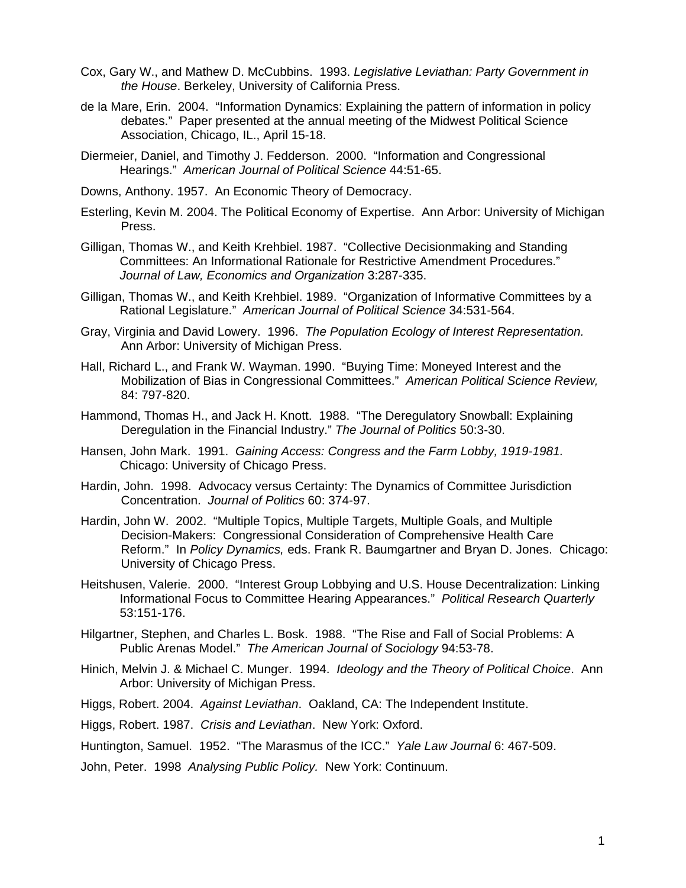Cox, Gary W., and Mathew D. McCubbins. 1993. *Legislative Leviathan: Party Government in the House*. Berkeley, University of California Press.

de la Mare, Erin. 2004. "Information Dynamics: Explaining the pattern of information in policy debates." Paper presented at the annual meeting of the Midwest Political Science Association, Chicago, IL., April 15-18.

Diermeier, Daniel, and Timothy J. Fedderson. 2000. "Information and Congressional Hearings." *American Journal of Political Science* 44:51-65.

Downs, Anthony. 1957. An Economic Theory of Democracy.

Esterling, Kevin M. 2004. The Political Economy of Expertise. Ann Arbor: University of Michigan Press.

Gilligan, Thomas W., and Keith Krehbiel. 1987. "Collective Decisionmaking and Standing Committees: An Informational Rationale for Restrictive Amendment Procedures." *Journal of Law, Economics and Organization* 3:287-335.

Gilligan, Thomas W., and Keith Krehbiel. 1989. "Organization of Informative Committees by a Rational Legislature." *American Journal of Political Science* 34:531-564.

Gray, Virginia and David Lowery. 1996. *The Population Ecology of Interest Representation.* Ann Arbor: University of Michigan Press.

Hall, Richard L., and Frank W. Wayman. 1990. "Buying Time: Moneyed Interest and the Mobilization of Bias in Congressional Committees." *American Political Science Review,* 84: 797-820.

Hammond, Thomas H., and Jack H. Knott. 1988. "The Deregulatory Snowball: Explaining Deregulation in the Financial Industry." *The Journal of Politics* 50:3-30.

Hansen, John Mark. 1991. *Gaining Access: Congress and the Farm Lobby, 1919-1981.* Chicago: University of Chicago Press.

Hardin, John. 1998. Advocacy versus Certainty: The Dynamics of Committee Jurisdiction Concentration. *Journal of Politics* 60: 374-97.

Hardin, John W. 2002. "Multiple Topics, Multiple Targets, Multiple Goals, and Multiple Decision-Makers: Congressional Consideration of Comprehensive Health Care Reform." In *Policy Dynamics,* eds. Frank R. Baumgartner and Bryan D. Jones. Chicago: University of Chicago Press.

Heitshusen, Valerie. 2000. "Interest Group Lobbying and U.S. House Decentralization: Linking Informational Focus to Committee Hearing Appearances." *Political Research Quarterly* 53:151-176.

Hilgartner, Stephen, and Charles L. Bosk. 1988. "The Rise and Fall of Social Problems: A Public Arenas Model." *The American Journal of Sociology* 94:53-78.

Hinich, Melvin J. & Michael C. Munger. 1994. *Ideology and the Theory of Political Choice*. Ann Arbor: University of Michigan Press.

Higgs, Robert. 2004. *Against Leviathan*. Oakland, CA: The Independent Institute.

Higgs, Robert. 1987. *Crisis and Leviathan*. New York: Oxford.

Huntington, Samuel. 1952. "The Marasmus of the ICC." *Yale Law Journal* 6: 467-509.

John, Peter. 1998 *Analysing Public Policy.* New York: Continuum.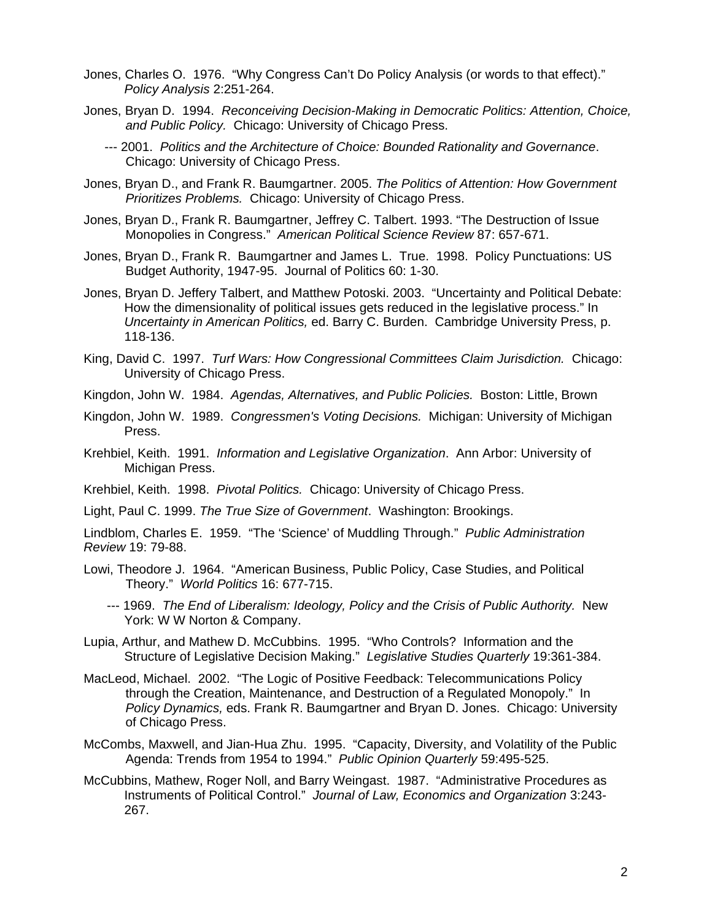Jones, Charles O. 1976. "Why Congress Can't Do Policy Analysis (or words to that effect)." *Policy Analysis* 2:251-264.

Jones, Bryan D. 1994. *Reconceiving Decision-Making in Democratic Politics: Attention, Choice, and Public Policy.* Chicago: University of Chicago Press.

--- 2001. *Politics and the Architecture of Choice: Bounded Rationality and Governance*. Chicago: University of Chicago Press.

Jones, Bryan D., and Frank R. Baumgartner. 2005. *The Politics of Attention: How Government Prioritizes Problems.* Chicago: University of Chicago Press.

Jones, Bryan D., Frank R. Baumgartner, Jeffrey C. Talbert. 1993. "The Destruction of Issue Monopolies in Congress." *American Political Science Review* 87: 657-671.

Jones, Bryan D., Frank R. Baumgartner and James L. True. 1998. Policy Punctuations: US Budget Authority, 1947-95. Journal of Politics 60: 1-30.

Jones, Bryan D. Jeffery Talbert, and Matthew Potoski. 2003. "Uncertainty and Political Debate: How the dimensionality of political issues gets reduced in the legislative process." In *Uncertainty in American Politics,* ed. Barry C. Burden. Cambridge University Press, p. 118-136.

King, David C. 1997. *Turf Wars: How Congressional Committees Claim Jurisdiction.* Chicago: University of Chicago Press.

Kingdon, John W. 1984. *Agendas, Alternatives, and Public Policies.* Boston: Little, Brown

Kingdon, John W. 1989. *Congressmen's Voting Decisions.* Michigan: University of Michigan Press.

Krehbiel, Keith. 1991. *Information and Legislative Organization*. Ann Arbor: University of Michigan Press.

Krehbiel, Keith. 1998. *Pivotal Politics.* Chicago: University of Chicago Press.

Light, Paul C. 1999. *The True Size of Government*. Washington: Brookings.

Lindblom, Charles E. 1959. "The 'Science' of Muddling Through." *Public Administration Review* 19: 79-88.

Lowi, Theodore J. 1964. "American Business, Public Policy, Case Studies, and Political Theory." *World Politics* 16: 677-715.

--- 1969. *The End of Liberalism: Ideology, Policy and the Crisis of Public Authority.* New York: W W Norton & Company.

Lupia, Arthur, and Mathew D. McCubbins. 1995. "Who Controls? Information and the Structure of Legislative Decision Making." *Legislative Studies Quarterly* 19:361-384.

MacLeod, Michael. 2002. "The Logic of Positive Feedback: Telecommunications Policy through the Creation, Maintenance, and Destruction of a Regulated Monopoly." In *Policy Dynamics,* eds. Frank R. Baumgartner and Bryan D. Jones. Chicago: University of Chicago Press.

McCombs, Maxwell, and Jian-Hua Zhu. 1995. "Capacity, Diversity, and Volatility of the Public Agenda: Trends from 1954 to 1994." *Public Opinion Quarterly* 59:495-525.

McCubbins, Mathew, Roger Noll, and Barry Weingast. 1987. "Administrative Procedures as Instruments of Political Control." *Journal of Law, Economics and Organization* 3:243-267.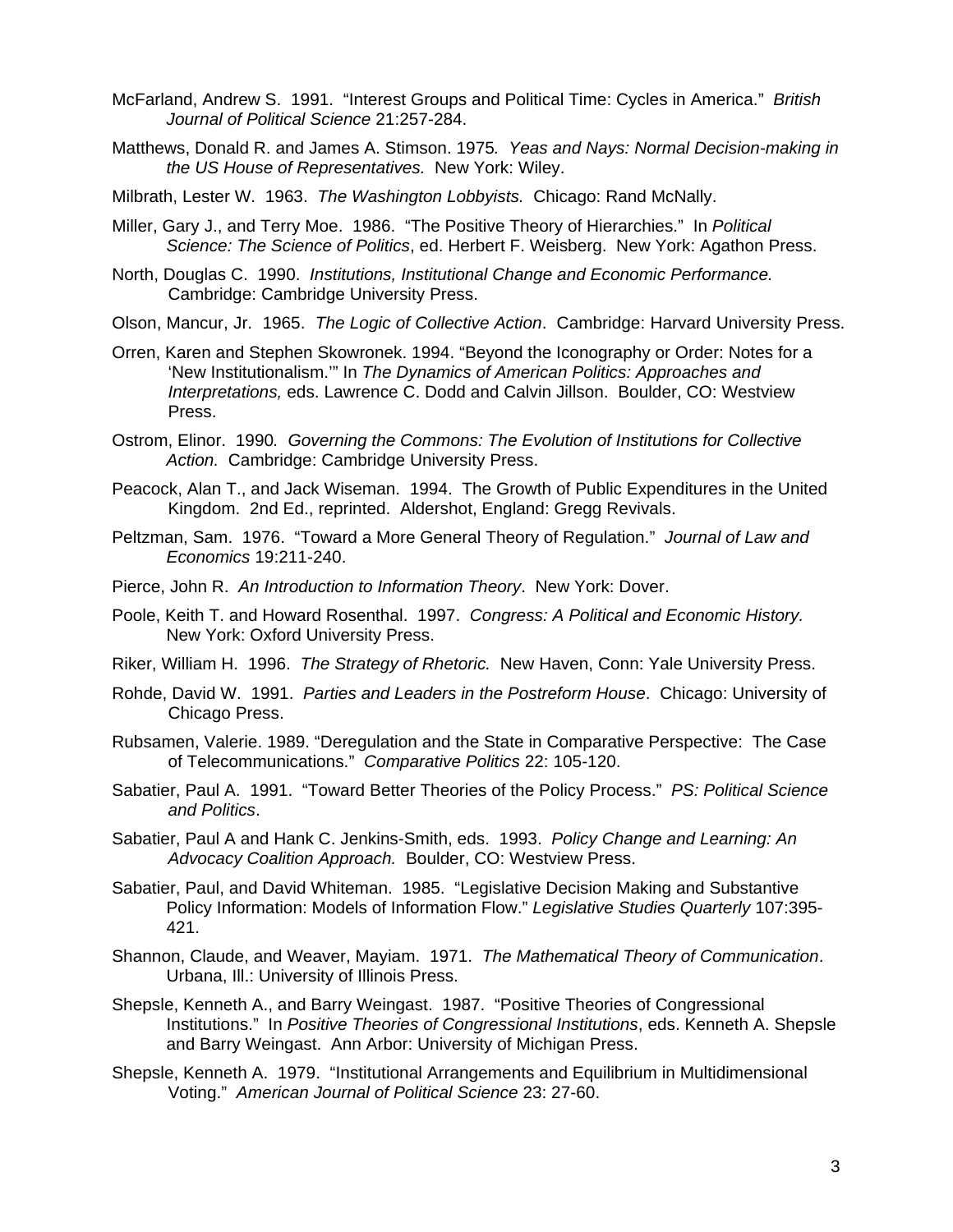McFarland, Andrew S. 1991. "Interest Groups and Political Time: Cycles in America." *British Journal of Political Science* 21:257-284.

Matthews, Donald R. and James A. Stimson. 1975. *Yeas and Nays: Normal Decision-making in the US House of Representatives.* New York: Wiley.

Milbrath, Lester W. 1963. *The Washington Lobbyists.* Chicago: Rand McNally.

Miller, Gary J., and Terry Moe. 1986. "The Positive Theory of Hierarchies." In *Political Science: The Science of Politics*, ed. Herbert F. Weisberg. New York: Agathon Press.

North, Douglas C. 1990. *Institutions, Institutional Change and Economic Performance.* Cambridge: Cambridge University Press.

Olson, Mancur, Jr. 1965. *The Logic of Collective Action*. Cambridge: Harvard University Press.

Orren, Karen and Stephen Skowronek. 1994. "Beyond the Iconography or Order: Notes for a 'New Institutionalism.'" In *The Dynamics of American Politics: Approaches and Interpretations,* eds. Lawrence C. Dodd and Calvin Jillson. Boulder, CO: Westview Press.

Ostrom, Elinor. 1990. *Governing the Commons: The Evolution of Institutions for Collective Action.* Cambridge: Cambridge University Press.

Peacock, Alan T., and Jack Wiseman. 1994. The Growth of Public Expenditures in the United Kingdom. 2nd Ed., reprinted. Aldershot, England: Gregg Revivals.

Peltzman, Sam. 1976. "Toward a More General Theory of Regulation." *Journal of Law and Economics* 19:211-240.

Pierce, John R. *An Introduction to Information Theory*. New York: Dover.

Poole, Keith T. and Howard Rosenthal. 1997. *Congress: A Political and Economic History.* New York: Oxford University Press.

Riker, William H. 1996. *The Strategy of Rhetoric.* New Haven, Conn: Yale University Press.

Rohde, David W. 1991. *Parties and Leaders in the Postreform House*. Chicago: University of Chicago Press.

Rubsamen, Valerie. 1989. "Deregulation and the State in Comparative Perspective: The Case of Telecommunications." *Comparative Politics* 22: 105-120.

Sabatier, Paul A. 1991. "Toward Better Theories of the Policy Process." *PS: Political Science and Politics*.

Sabatier, Paul A and Hank C. Jenkins-Smith, eds. 1993. *Policy Change and Learning: An Advocacy Coalition Approach.* Boulder, CO: Westview Press.

Sabatier, Paul, and David Whiteman. 1985. "Legislative Decision Making and Substantive Policy Information: Models of Information Flow." *Legislative Studies Quarterly* 107:395-421.

Shannon, Claude, and Weaver, Mayiam. 1971. *The Mathematical Theory of Communication*. Urbana, Ill.: University of Illinois Press.

Shepsle, Kenneth A., and Barry Weingast. 1987. "Positive Theories of Congressional Institutions." In *Positive Theories of Congressional Institutions*, eds. Kenneth A. Shepsle and Barry Weingast. Ann Arbor: University of Michigan Press.

Shepsle, Kenneth A. 1979. "Institutional Arrangements and Equilibrium in Multidimensional Voting." *American Journal of Political Science* 23: 27-60.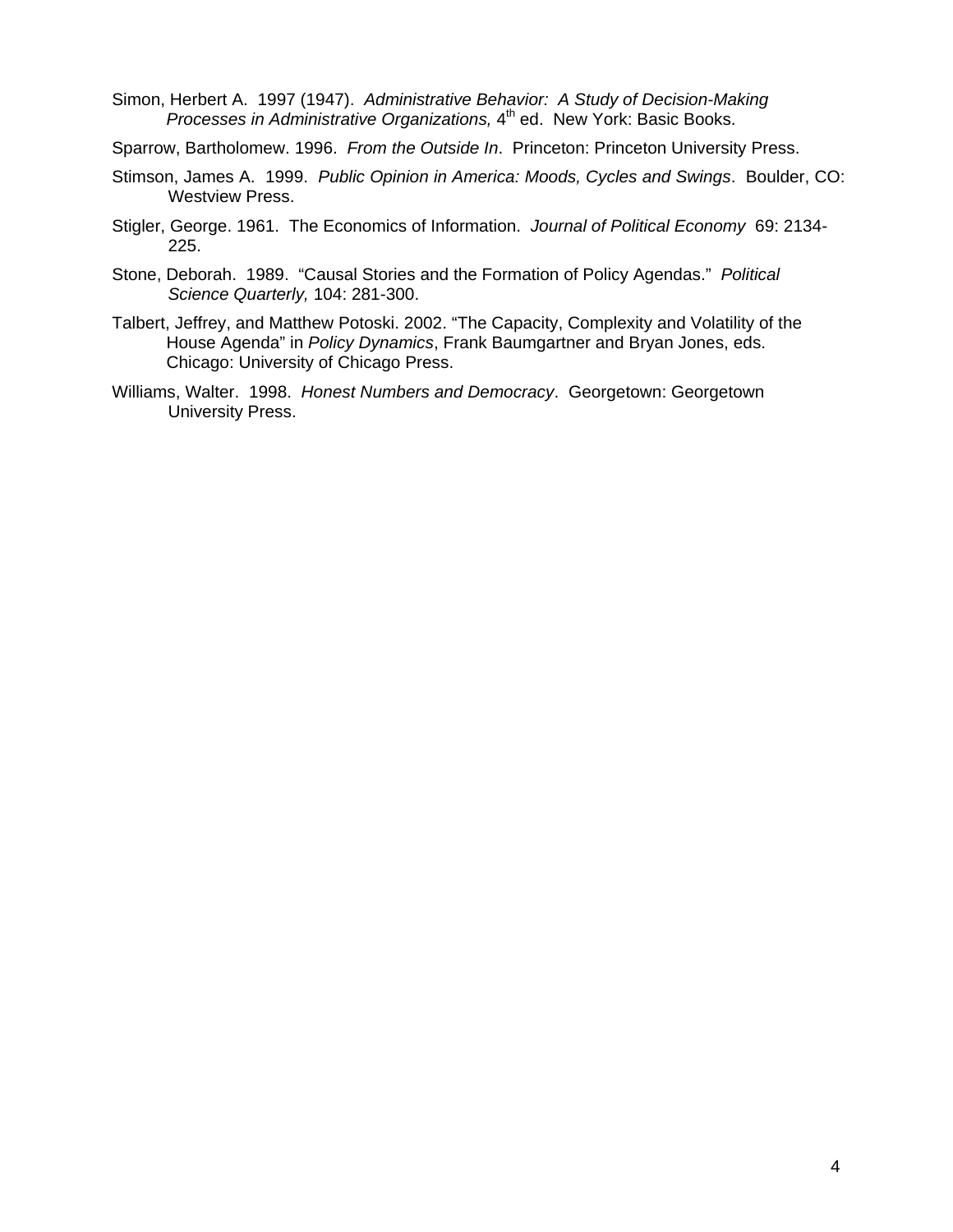Simon, Herbert A. 1997 (1947). *Administrative Behavior: A Study of Decision-Making Processes in Administrative Organizations,* 4th ed. New York: Basic Books.

Sparrow, Bartholomew. 1996. *From the Outside In*. Princeton: Princeton University Press.

Stimson, James A. 1999. *Public Opinion in America: Moods, Cycles and Swings*. Boulder, CO: Westview Press.

Stigler, George. 1961. The Economics of Information. *Journal of Political Economy* 69: 2134-225.

Stone, Deborah. 1989. "Causal Stories and the Formation of Policy Agendas." *Political Science Quarterly,* 104: 281-300.

Talbert, Jeffrey, and Matthew Potoski. 2002. "The Capacity, Complexity and Volatility of the House Agenda" in *Policy Dynamics*, Frank Baumgartner and Bryan Jones, eds. Chicago: University of Chicago Press.

Williams, Walter. 1998. *Honest Numbers and Democracy*. Georgetown: Georgetown University Press.